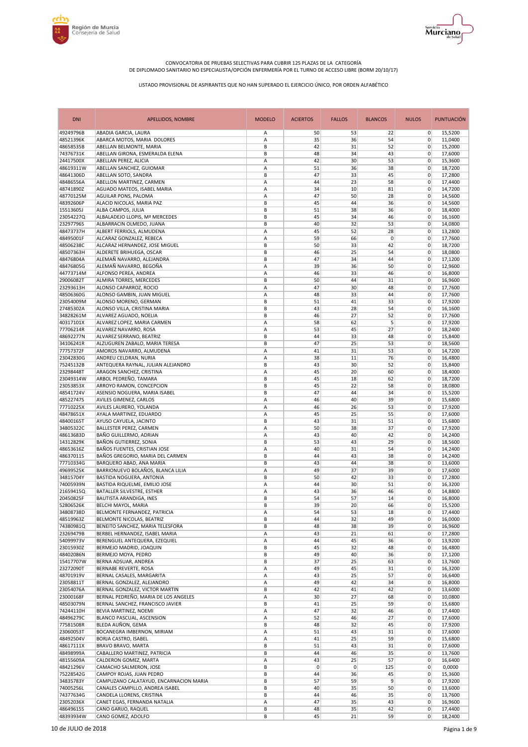CONVOCATORIA DE PRUEBAS SELECTIVAS PARA CUBRIR 125 PLAZAS DE LA CATEGORÍA
DE DIPLOMADO SANITARIO NO ESPECIALISTA/OPCIÓN ENFERMERÍA POR EL TURNO DE ACCESO LIBRE (BORM 20/10/17)

LISTADO PROVISIONAL DE ASPIRANTES QUE NO HAN SUPERADO EL EJERCICIO ÚNICO, POR ORDEN ALFABÉTICO

| DNI | APELLIDOS, NOMBRE | MODELO | ACIERTOS | FALLOS | BLANCOS | NULOS | PUNTUACIÓN |
|---|---|---|---|---|---|---|---|
| 49249796B | ABADIA GARCIA, LAURA | A | 50 | 53 | 22 | 0 | 15,5200 |
| 48521396K | ABARCA MOTOS, MARIA DOLORES | A | 35 | 36 | 54 | 0 | 11,0400 |
| 48658535B | ABELLAN BELMONTE, MARIA | B | 42 | 31 | 52 | 0 | 15,2000 |
| 74376731K | ABELLAN GIRONA, ESMERALDA ELENA | B | 48 | 34 | 43 | 0 | 17,6000 |
| 24417500X | ABELLAN PEREZ, ALICIA | A | 42 | 30 | 53 | 0 | 15,3600 |
| 48619311W | ABELLAN SANCHEZ, GUIOMAR | A | 51 | 36 | 38 | 0 | 18,7200 |
| 48641306D | ABELLAN SOTO, SANDRA | B | 47 | 33 | 45 | 0 | 17,2800 |
| 48486556A | ABELLON MARTINEZ, CARMEN | A | 44 | 23 | 58 | 0 | 17,4400 |
| 48741890Z | AGUADO MATEOS, ISABEL MARIA | A | 34 | 10 | 81 | 0 | 14,7200 |
| 48770125M | AGUILAR PONS, PALOMA | A | 47 | 50 | 28 | 0 | 14,5600 |
| 48392606P | ALACID NICOLAS, MARIA PAZ | B | 45 | 44 | 36 | 0 | 14,5600 |
| 15513605J | ALBA CAMPOS, JULIA | B | 51 | 38 | 36 | 0 | 18,4000 |
| 23054227Q | ALBALADEJO LLOPIS, Mª MERCEDES | B | 45 | 34 | 46 | 0 | 16,1600 |
| 23297796S | ALBARRACIN OLMEDO, JUANA | B | 40 | 32 | 53 | 0 | 14,0800 |
| 48473737H | ALBERT FERRIOLS, ALMUDENA | A | 45 | 52 | 28 | 0 | 13,2800 |
| 48495001F | ALCARAZ GONZALEZ, REBECA | A | 59 | 66 | 0 | 0 | 17,7600 |
| 48506238C | ALCARAZ HERNANDEZ, JOSE MIGUEL | B | 50 | 33 | 42 | 0 | 18,7200 |
| 48507363H | ALDERETE BRIHUEGA, OSCAR | B | 46 | 25 | 54 | 0 | 18,0800 |
| 48476804A | ALEMAÑ NAVARRO, ALEJANDRA | B | 47 | 34 | 44 | 0 | 17,1200 |
| 48476805G | ALEMAÑ NAVARRO, BEGOÑA | A | 39 | 36 | 50 | 0 | 12,9600 |
| 44773714M | ALFONSO PEREA, ANDREA | A | 46 | 33 | 46 | 0 | 16,8000 |
| 29006082T | ALMIRA TORRES, MERCEDES | B | 50 | 44 | 31 | 0 | 16,9600 |
| 23293613H | ALONSO CAPARROZ, ROCIO | A | 47 | 30 | 48 | 0 | 17,7600 |
| 48506360G | ALONSO GAMBIN, JUAN MIGUEL | A | 48 | 33 | 44 | 0 | 17,7600 |
| 23054009M | ALONSO MORENO, GERMAN | B | 51 | 41 | 33 | 0 | 17,9200 |
| 27485302A | ALONSO VILLA, CRISTINA MARIA | B | 43 | 28 | 54 | 0 | 16,1600 |
| 34828261M | ALVAREZ AGUADO, NOELIA | B | 46 | 27 | 52 | 0 | 17,7600 |
| 40317101X | ALVAREZ LOPEZ, MARIA CARMEN | A | 58 | 62 | 5 | 0 | 17,9200 |
| 77706214R | ALVAREZ NAVARRO, ROSA | A | 53 | 45 | 27 | 0 | 18,2400 |
| 48692277N | ALVAREZ SERRANO, BEATRIZ | B | 44 | 33 | 48 | 0 | 15,8400 |
| 34106241R | ALZUGUREN ZABALO, MARIA TERESA | B | 47 | 25 | 53 | 0 | 18,5600 |
| 77757372F | AMOROS NAVARRO, ALMUDENA | A | 41 | 31 | 53 | 0 | 14,7200 |
| 23042830G | ANDREU CELDRAN, NURIA | A | 38 | 11 | 76 | 0 | 16,4800 |
| 75245132B | ANTEQUERA RAYNAL, JULIAN ALEJANDRO | B | 43 | 30 | 52 | 0 | 15,8400 |
| 23298448T | ARAGON SANCHEZ, CRISTINA | A | 45 | 20 | 60 | 0 | 18,4000 |
| 23049314W | ARBOL PEDREÑO, TAMARA | B | 45 | 18 | 62 | 0 | 18,7200 |
| 23053853X | ARROYO RAMON, CONCEPCION | B | 45 | 22 | 58 | 0 | 18,0800 |
| 48541724V | ASENSIO NOGUERA, MARIA ISABEL | B | 47 | 44 | 34 | 0 | 15,5200 |
| 48522747S | AVILES GIMENEZ, CARLOS | A | 46 | 40 | 39 | 0 | 15,6800 |
| 77710225X | AVILES LAURERO, YOLANDA | A | 46 | 26 | 53 | 0 | 17,9200 |
| 48478651X | AYALA MARTINEZ, EDUARDO | A | 45 | 25 | 55 | 0 | 17,6000 |
| 48400165T | AYUSO CAYUELA, JACINTO | B | 43 | 31 | 51 | 0 | 15,6800 |
| 34805322C | BALLESTER PEREZ, CARMEN | A | 50 | 38 | 37 | 0 | 17,9200 |
| 48613683D | BAÑO GUILLERMO, ADRIAN | A | 43 | 40 | 42 | 0 | 14,2400 |
| 14312829K | BAÑON GUTIERREZ, SONIA | B | 53 | 43 | 29 | 0 | 18,5600 |
| 48653616Z | BAÑOS FUENTES, CRISTIAN JOSE | A | 40 | 31 | 54 | 0 | 14,2400 |
| 48637011S | BAÑOS GREGORIO, MARIA DEL CARMEN | B | 44 | 43 | 38 | 0 | 14,2400 |
| 77710334G | BARQUERO ABAD, ANA MARIA | B | 43 | 44 | 38 | 0 | 13,6000 |
| 49699525K | BARRIONUEVO BOLAÑOS, BLANCA LILIA | A | 49 | 37 | 39 | 0 | 17,6000 |
| 34815704Y | BASTIDA NOGUERA, ANTONIA | B | 50 | 42 | 33 | 0 | 17,2800 |
| 74005939N | BASTIDA RIQUELME, EMILIO JOSE | A | 44 | 30 | 51 | 0 | 16,3200 |
| 21659415Q | BATALLER SILVESTRE, ESTHER | A | 43 | 36 | 46 | 0 | 14,8800 |
| 20450825F | BAUTISTA ARANDIGA, INES | B | 54 | 57 | 14 | 0 | 16,8000 |
| 52806526K | BELCHI MAYOL, MARIA | B | 39 | 20 | 66 | 0 | 15,5200 |
| 34808738D | BELMONTE FERNANDEZ, PATRICIA | A | 54 | 53 | 18 | 0 | 17,4400 |
| 48519963Z | BELMONTE NICOLAS, BEATRIZ | B | 44 | 32 | 49 | 0 | 16,0000 |
| 74380981Q | BENEITO SANCHEZ, MARIA TELESFORA | B | 48 | 38 | 39 | 0 | 16,9600 |
| 23269479B | BERBEL HERNANDEZ, ISABEL MARIA | A | 43 | 21 | 61 | 0 | 17,2800 |
| 54099973V | BERENGUEL ANTEQUERA, EZEQUIEL | A | 44 | 45 | 36 | 0 | 13,9200 |
| 23015930Z | BERMEJO MADRID, JOAQUIN | B | 45 | 32 | 48 | 0 | 16,4800 |
| 48402086N | BERMEJO MOYA, PEDRO | B | 49 | 40 | 36 | 0 | 17,1200 |
| 15417707W | BERNA ADSUAR, ANDREA | B | 37 | 25 | 63 | 0 | 13,7600 |
| 23272090T | BERNABE REVERTE, ROSA | A | 49 | 45 | 31 | 0 | 16,3200 |
| 48701919V | BERNAL CASALES, MARGARITA | A | 43 | 25 | 57 | 0 | 16,6400 |
| 23058811T | BERNAL GONZALEZ, ALEJANDRO | A | 49 | 42 | 34 | 0 | 16,8000 |
| 23054076A | BERNAL GONZALEZ, VICTOR MARTIN | B | 42 | 41 | 42 | 0 | 13,6000 |
| 23000168F | BERNAL PEDREÑO, MARIA DE LOS ANGELES | A | 30 | 27 | 68 | 0 | 10,0800 |
| 48503079N | BERNAL SANCHEZ, FRANCISCO JAVIER | B | 41 | 25 | 59 | 0 | 15,6800 |
| 74244110H | BEVIA MARTINEZ, NOEMI | A | 47 | 32 | 46 | 0 | 17,4400 |
| 48496279C | BLANCO PASCUAL, ASCENSION | A | 52 | 46 | 27 | 0 | 17,6000 |
| 77581508R | BLEDA AUÑON, GEMA | B | 48 | 32 | 45 | 0 | 17,9200 |
| 23060053T | BOCANEGRA IMBERNON, MIRIAM | A | 51 | 43 | 31 | 0 | 17,6000 |
| 48492504V | BORJA CASTRO, ISABEL | A | 41 | 25 | 59 | 0 | 15,6800 |
| 48617111X | BRAVO BRAVO, MARTA | B | 51 | 43 | 31 | 0 | 17,6000 |
| 48498999A | CABALLERO MARTINEZ, PATRICIA | B | 44 | 46 | 35 | 0 | 13,7600 |
| 48155609A | CALDERON GOMEZ, MARTA | A | 43 | 25 | 57 | 0 | 16,6400 |
| 48421296V | CAMACHO SALMERON, JOSE | B | 0 | 0 | 125 | 0 | 0,0000 |
| 75228542G | CAMPOY ROJAS, JUAN PEDRO | B | 44 | 36 | 45 | 0 | 15,3600 |
| 34835783Y | CAMPUZANO CALATAYUD, ENCARNACION MARIA | B | 57 | 59 | 9 | 0 | 17,9200 |
| 74005256L | CANALES CAMPILLO, ANDREA ISABEL | B | 40 | 35 | 50 | 0 | 13,6000 |
| 74377634G | CANDELA LLORENS, CRISTINA | B | 44 | 46 | 35 | 0 | 13,7600 |
| 23052036X | CANET EGAS, FERNANDA NATALIA | A | 47 | 35 | 43 | 0 | 16,9600 |
| 48649615S | CANO GARIJO, RAQUEL | B | 48 | 35 | 42 | 0 | 17,4400 |
| 48393934W | CANO GOMEZ, ADOLFO | B | 45 | 21 | 59 | 0 | 18,2400 |

10 de JULIO de 2018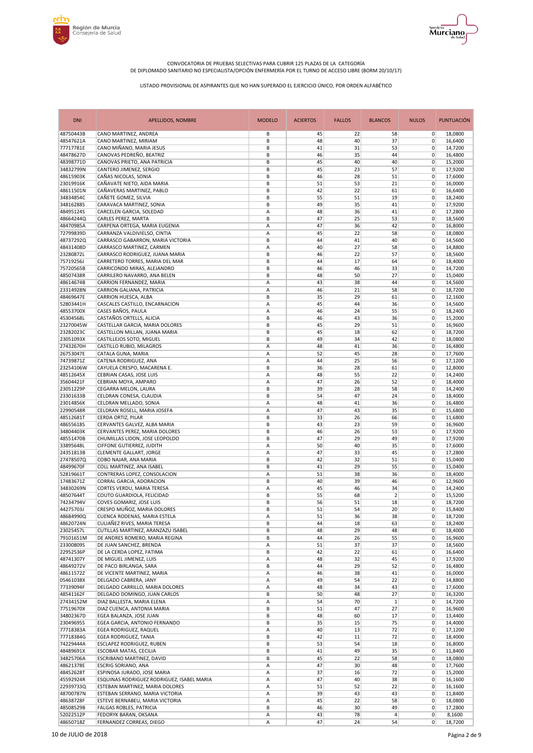CONVOCATORIA DE PRUEBAS SELECTIVAS PARA CUBRIR 125 PLAZAS DE LA CATEGORÍA DE DIPLOMADO SANITARIO NO ESPECIALISTA/OPCIÓN ENFERMERÍA POR EL TURNO DE ACCESO LIBRE (BORM 20/10/17)

LISTADO PROVISIONAL DE ASPIRANTES QUE NO HAN SUPERADO EL EJERCICIO ÚNICO, POR ORDEN ALFABÉTICO

| DNI | APELLIDOS, NOMBRE | MODELO | ACIERTOS | FALLOS | BLANCOS | NULOS | PUNTUACIÓN |
|---|---|---|---|---|---|---|---|
| 48750443B | CANO MARTINEZ, ANDREA | B | 45 | 22 | 58 | 0 | 18,0800 |
| 48547621A | CANO MARTINEZ, MIRIAM | B | 48 | 40 | 37 | 0 | 16,6400 |
| 77717781E | CANO MIÑANO, MARIA JESUS | B | 41 | 31 | 53 | 0 | 14,7200 |
| 48478627D | CANOVAS PEDREÑO, BEATRIZ | B | 46 | 35 | 44 | 0 | 16,4800 |
| 48398771D | CANOVAS PRIETO, ANA PATRICIA | B | 45 | 40 | 40 | 0 | 15,2000 |
| 34832799N | CANTERO JIMENEZ, SERGIO | B | 45 | 23 | 57 | 0 | 17,9200 |
| 48615903K | CAÑAS NICOLAS, SONIA | B | 46 | 28 | 51 | 0 | 17,6000 |
| 23019916K | CAÑAVATE NIETO, AIDA MARIA | B | 51 | 53 | 21 | 0 | 16,0000 |
| 48611501N | CAÑAVERAS MARTINEZ, PABLO | B | 42 | 22 | 61 | 0 | 16,6400 |
| 34834854C | CAÑETE GOMEZ, SILVIA | B | 55 | 51 | 19 | 0 | 18,2400 |
| 34816288S | CARAVACA MARTINEZ, SONIA | B | 49 | 35 | 41 | 0 | 17,9200 |
| 48495124S | CARCELEN GARCIA, SOLEDAD | A | 48 | 36 | 41 | 0 | 17,2800 |
| 48664244Q | CARLES PEREZ, MARTA | B | 47 | 25 | 53 | 0 | 18,5600 |
| 48470985A | CARPENA ORTEGA, MARIA EUGENIA | A | 47 | 36 | 42 | 0 | 16,8000 |
| 72799839D | CARRANZA VALDIVIELSO, CINTIA | A | 45 | 22 | 58 | 0 | 18,0800 |
| 48737292Q | CARRASCO GABARRON, MARIA VICTORIA | B | 44 | 41 | 40 | 0 | 14,5600 |
| 48431408D | CARRASCO MARTINEZ, CARMEN | A | 40 | 27 | 58 | 0 | 14,8800 |
| 23280872L | CARRASCO RODRIGUEZ, JUANA MARIA | B | 46 | 22 | 57 | 0 | 18,5600 |
| 75719256J | CARRETERO TORRES, MARIA DEL MAR | B | 44 | 17 | 64 | 0 | 18,4000 |
| 75720565B | CARRICONDO MIRAS, ALEJANDRO | B | 46 | 46 | 33 | 0 | 14,7200 |
| 48507438R | CARRILERO NAVARRO, ANA BELEN | B | 48 | 50 | 27 | 0 | 15,0400 |
| 48614674B | CARRION FERNANDEZ, MARIA | A | 43 | 38 | 44 | 0 | 14,5600 |
| 23314928N | CARRION GALIANA, PATRICIA | A | 46 | 21 | 58 | 0 | 18,7200 |
| 48469647E | CARRION HUESCA, ALBA | B | 35 | 29 | 61 | 0 | 12,1600 |
| 52803441H | CASCALES CASTILLO, ENCARNACION | A | 45 | 44 | 36 | 0 | 14,5600 |
| 48553700X | CASES BAÑOS, PAULA | A | 46 | 24 | 55 | 0 | 18,2400 |
| 45304568L | CASTAÑOS ORTELLS, ALICIA | B | 46 | 43 | 36 | 0 | 15,2000 |
| 23270045W | CASTELLAR GARCIA, MARIA DOLORES | B | 45 | 29 | 51 | 0 | 16,9600 |
| 23282023C | CASTELLON MILLAN, JUANA MARIA | B | 45 | 18 | 62 | 0 | 18,7200 |
| 23051093X | CASTILLEJOS SOTO, MIGUEL | B | 49 | 34 | 42 | 0 | 18,0800 |
| 27432670H | CASTILLO RUBIO, MILAGROS | A | 48 | 41 | 36 | 0 | 16,4800 |
| 26753047E | CATALA GUNA, MARIA | A | 52 | 45 | 28 | 0 | 17,7600 |
| 74739871Z | CATENA RODRIGUEZ, ANA | A | 44 | 25 | 56 | 0 | 17,1200 |
| 23254106W | CAYUELA CRESPO, MACARENA E. | B | 36 | 28 | 61 | 0 | 12,8000 |
| 48512645X | CEBRIAN CASAS, JOSE LUIS | A | 48 | 55 | 22 | 0 | 14,2400 |
| 35604421F | CEBRIAN MOYA, AMPARO | A | 47 | 26 | 52 | 0 | 18,4000 |
| 23051229P | CEGARRA MELON, LAURA | B | 39 | 28 | 58 | 0 | 14,2400 |
| 23301633B | CELDRAN CONESA, CLAUDIA | B | 54 | 47 | 24 | 0 | 18,4000 |
| 23014856K | CELDRAN MELLADO, SONIA | A | 48 | 41 | 36 | 0 | 16,4800 |
| 22990548R | CELDRAN ROSELL, MARIA JOSEFA | A | 47 | 43 | 35 | 0 | 15,6800 |
| 48512681T | CERDA ORTIZ, PILAR | B | 33 | 26 | 66 | 0 | 11,6800 |
| 48655618S | CERVANTES GALVEZ, ALBA MARIA | B | 43 | 23 | 59 | 0 | 16,9600 |
| 34804403K | CERVANTES PEREZ, MARIA DOLORES | B | 46 | 26 | 53 | 0 | 17,9200 |
| 48551470B | CHUMILLAS LIDON, JOSE LEOPOLDO | B | 47 | 29 | 49 | 0 | 17,9200 |
| 33895648L | CIFFONE GUTIERREZ, JUDITH | A | 50 | 40 | 35 | 0 | 17,6000 |
| 24351813B | CLEMENTE GALLART, JORGE | A | 47 | 33 | 45 | 0 | 17,2800 |
| 27478507Q | COBO NAJAR, ANA MARIA | B | 42 | 32 | 51 | 0 | 15,0400 |
| 48499670F | COLL MARTINEZ, ANA ISABEL | B | 41 | 29 | 55 | 0 | 15,0400 |
| 52819661T | CONTRERAS LOPEZ, CONSOLACION | A | 51 | 38 | 36 | 0 | 18,4000 |
| 17483671Z | CORRAL GARCIA, ADORACION | B | 40 | 39 | 46 | 0 | 12,9600 |
| 34830269N | CORTES VERDU, MARIA TERESA | A | 45 | 46 | 34 | 0 | 14,2400 |
| 48507644T | COUTO GUARDIOLA, FELICIDAD | B | 55 | 68 | 2 | 0 | 15,5200 |
| 74234794V | COVES GOMARIZ, JOSE LUIS | B | 56 | 51 | 18 | 0 | 18,7200 |
| 44275703J | CRESPO MUÑOZ, MARIA DOLORES | B | 51 | 54 | 20 | 0 | 15,8400 |
| 48684990Q | CUENCA RODENAS, MARIA ESTELA | A | 51 | 36 | 38 | 0 | 18,7200 |
| 48620724N | CULIAÑEZ RIVES, MARIA TERESA | B | 44 | 18 | 63 | 0 | 18,2400 |
| 23025457L | CUTILLAS MARTINEZ, ARANZAZU ISABEL | B | 48 | 29 | 48 | 0 | 18,4000 |
| 79101651M | DE ANDRES ROMERO, MARIA REGINA | B | 44 | 26 | 55 | 0 | 16,9600 |
| 23300809S | DE JUAN SANCHEZ, BRENDA | A | 51 | 37 | 37 | 0 | 18,5600 |
| 22952536P | DE LA CERDA LOPEZ, FATIMA | B | 42 | 22 | 61 | 0 | 16,6400 |
| 48741307Y | DE MIGUEL JIMENEZ, LUIS | A | 48 | 32 | 45 | 0 | 17,9200 |
| 48649272V | DE PACO BIRLANGA, SARA | B | 44 | 29 | 52 | 0 | 16,4800 |
| 48611572Z | DE VICENTE MARTINEZ, MARIA | A | 46 | 38 | 41 | 0 | 16,0000 |
| 05461038X | DELGADO CABRERA, JANY | A | 49 | 54 | 22 | 0 | 14,8800 |
| 77339094F | DELGADO CARRILLO, MARIA DOLORES | A | 48 | 34 | 43 | 0 | 17,6000 |
| 48541162F | DELGADO DOMINGO, JUAN CARLOS | B | 50 | 48 | 27 | 0 | 16,3200 |
| 27434152M | DIAZ BALLESTA, MARIA ELENA | A | 54 | 70 | 1 | 0 | 14,7200 |
| 77519670X | DIAZ CUENCA, ANTONIA MARIA | B | 51 | 47 | 27 | 0 | 16,9600 |
| 34802367D | EGEA BALANZA, JOSE JUAN | B | 48 | 60 | 17 | 0 | 13,4400 |
| 23049695S | EGEA GARCIA, ANTONIO FERNANDO | B | 35 | 15 | 75 | 0 | 14,4000 |
| 77718383A | EGEA RODRIGUEZ, RAQUEL | A | 40 | 13 | 72 | 0 | 17,1200 |
| 77718384G | EGEA RODRIGUEZ, TANIA | B | 42 | 11 | 72 | 0 | 18,4000 |
| 74229444A | ESCLAPEZ RODRIGUEZ, RUBEN | B | 53 | 54 | 18 | 0 | 16,8000 |
| 48489691X | ESCOBAR MATAS, CECILIA | B | 41 | 49 | 35 | 0 | 11,8400 |
| 34825706A | ESCRIBANO MARTINEZ, DAVID | B | 45 | 22 | 58 | 0 | 18,0800 |
| 48621378E | ESCRIG SORIANO, ANA | A | 47 | 30 | 48 | 0 | 17,7600 |
| 48452628T | ESPINOSA JURADO, JOSE MARIA | A | 37 | 16 | 72 | 0 | 15,2000 |
| 45592924R | ESQUINAS RODRIGUEZ RODRIGUEZ, ISABEL MARIA | A | 47 | 40 | 38 | 0 | 16,1600 |
| 22939733Q | ESTEBAN MARTINEZ, MARIA DOLORES | A | 51 | 52 | 22 | 0 | 16,1600 |
| 48700787N | ESTEBAN SERRANO, MARIA VICTORIA | A | 39 | 43 | 43 | 0 | 11,8400 |
| 48638728F | ESTEVE BERNABEU, MARIA VICTORIA | A | 45 | 22 | 58 | 0 | 18,0800 |
| 48508529B | FALGAS ROBLES, PATRICIA | B | 46 | 30 | 49 | 0 | 17,2800 |
| 52022512P | FEDORYK BARAN, OKSANA | A | 43 | 78 | 4 | 0 | 8,1600 |
| 48650718Z | FERNANDEZ CORREAS, DIEGO | A | 47 | 24 | 54 | 0 | 18,7200 |

10 de JULIO de 2018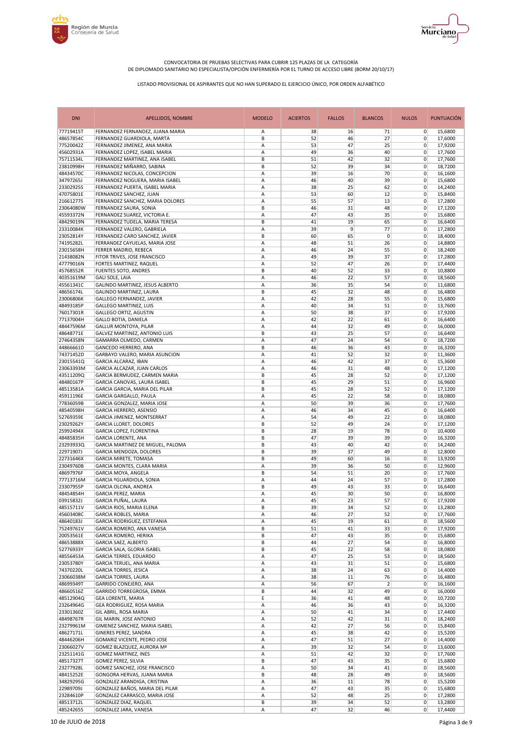CONVOCATORIA DE PRUEBAS SELECTIVAS PARA CUBRIR 125 PLAZAS DE LA CATEGORÍA
DE DIPLOMADO SANITARIO NO ESPECIALISTA/OPCIÓN ENFERMERÍA POR EL TURNO DE ACCESO LIBRE (BORM 20/10/17)

LISTADO PROVISIONAL DE ASPIRANTES QUE NO HAN SUPERADO EL EJERCICIO ÚNICO, POR ORDEN ALFABÉTICO

| DNI | APELLIDOS, NOMBRE | MODELO | ACIERTOS | FALLOS | BLANCOS | NULOS | PUNTUACIÓN |
|---|---|---|---|---|---|---|---|
| 77719415T | FERNANDEZ FERNANDEZ, JUANA MARIA | A | 38 | 16 | 71 | 0 | 15,6800 |
| 48657854C | FERNANDEZ GUARDIOLA, MARTA | B | 52 | 46 | 27 | 0 | 17,6000 |
| 77520042Z | FERNANDEZ JIMENEZ, ANA MARIA | A | 53 | 47 | 25 | 0 | 17,9200 |
| 45602931A | FERNANDEZ LOPEZ, ISABEL MARIA | A | 49 | 36 | 40 | 0 | 17,7600 |
| 75711534L | FERNANDEZ MARTINEZ, ANA ISABEL | B | 51 | 42 | 32 | 0 | 17,7600 |
| 23810998H | FERNANDEZ MIÑARRO, SABINA | B | 52 | 39 | 34 | 0 | 18,7200 |
| 48434570C | FERNANDEZ NICOLAS, CONCEPCION | A | 39 | 16 | 70 | 0 | 16,1600 |
| 34797265J | FERNANDEZ NOGUERA, MARIA ISABEL | A | 46 | 40 | 39 | 0 | 15,6800 |
| 23302925S | FERNANDEZ PUERTA, ISABEL MARIA | A | 38 | 25 | 62 | 0 | 14,2400 |
| 47075801E | FERNANDEZ SANCHEZ, JUAN | A | 53 | 60 | 12 | 0 | 15,8400 |
| 21661277S | FERNANDEZ SANCHEZ, MARIA DOLORES | A | 55 | 57 | 13 | 0 | 17,2800 |
| 23064080W | FERNANDEZ SAURA, SONIA | B | 46 | 31 | 48 | 0 | 17,1200 |
| 45593372N | FERNANDEZ SUAREZ, VICTORIA E. | A | 47 | 43 | 35 | 0 | 15,6800 |
| 48429019N | FERNANDEZ TUDELA, MARIA TERESA | B | 41 | 19 | 65 | 0 | 16,6400 |
| 23310084K | FERNANDEZ VALERO, GABRIELA | A | 39 | 9 | 77 | 0 | 17,2800 |
| 23052814Y | FERNANDEZ-CARO SANCHEZ, JAVIER | B | 60 | 65 | 0 | 0 | 18,4000 |
| 74195282L | FERRANDEZ CAYUELAS, MARIA JOSE | A | 48 | 51 | 26 | 0 | 14,8800 |
| 23015658H | FERRER MADRID, REBECA | A | 46 | 24 | 55 | 0 | 18,2400 |
| 21438082N | FITOR TRIVES, JOSE FRANCISCO | A | 49 | 39 | 37 | 0 | 17,2800 |
| 47779016N | FORTES MARTINEZ, RAQUEL | A | 52 | 47 | 26 | 0 | 17,4400 |
| 45768552R | FUENTES SOTO, ANDRES | B | 40 | 52 | 33 | 0 | 10,8800 |
| 40351619M | GALI SOLE, LAIA | A | 46 | 22 | 57 | 0 | 18,5600 |
| 45561341C | GALINDO MARTINEZ, JESUS ALBERTO | A | 36 | 35 | 54 | 0 | 11,6800 |
| 48656174L | GALINDO MARTINEZ, LAURA | B | 45 | 32 | 48 | 0 | 16,4800 |
| 23006806K | GALLEGO FERNANDEZ, JAVIER | A | 42 | 28 | 55 | 0 | 15,6800 |
| 48493185P | GALLEGO MARTINEZ, LUIS | A | 40 | 34 | 51 | 0 | 13,7600 |
| 76017301R | GALLEGO ORTIZ, AGUSTIN | A | 50 | 38 | 37 | 0 | 17,9200 |
| 77137004H | GALLO BOTIA, DANIELA | A | 42 | 22 | 61 | 0 | 16,6400 |
| 48447596M | GALLUR MONTOYA, PILAR | A | 44 | 32 | 49 | 0 | 16,0000 |
| 48648771E | GALVEZ MARTINEZ, ANTONIO LUIS | B | 43 | 25 | 57 | 0 | 16,6400 |
| 27464358N | GAMARRA OLMEDO, CARMEN | A | 47 | 24 | 54 | 0 | 18,7200 |
| 44866661D | GANCEDO HERRERO, ANA | B | 46 | 36 | 43 | 0 | 16,3200 |
| 74371452D | GARBAYO VALERO, MARIA ASUNCION | A | 41 | 52 | 32 | 0 | 11,3600 |
| 23015541Q | GARCIA ALCARAZ, IBAN | A | 46 | 42 | 37 | 0 | 15,3600 |
| 23063393M | GARCIA ALCAZAR, JUAN CARLOS | A | 46 | 31 | 48 | 0 | 17,1200 |
| 43511209Q | GARCIA BERMUDEZ, CARMEN MARIA | B | 45 | 28 | 52 | 0 | 17,1200 |
| 48480167P | GARCIA CANOVAS, LAURA ISABEL | B | 45 | 29 | 51 | 0 | 16,9600 |
| 48513581A | GARCIA GARCIA, MARIA DEL PILAR | B | 45 | 28 | 52 | 0 | 17,1200 |
| 45911196E | GARCIA GARGALLO, PAULA | A | 45 | 22 | 58 | 0 | 18,0800 |
| 77836059B | GARCIA GONZALEZ, MARIA JOSE | A | 50 | 39 | 36 | 0 | 17,7600 |
| 48540598H | GARCIA HERRERO, ASENSIO | A | 46 | 34 | 45 | 0 | 16,6400 |
| 52769359E | GARCIA JIMENEZ, MONTSERRAT | A | 54 | 49 | 22 | 0 | 18,0800 |
| 23029262Y | GARCIA LLORET, DOLORES | B | 52 | 49 | 24 | 0 | 17,1200 |
| 25992494X | GARCIA LOPEZ, FLORENTINA | B | 28 | 19 | 78 | 0 | 10,4000 |
| 48485835H | GARCIA LORENTE, ANA | B | 47 | 39 | 39 | 0 | 16,3200 |
| 23293933Q | GARCIA MARTINEZ DE MIGUEL, PALOMA | B | 43 | 40 | 42 | 0 | 14,2400 |
| 22971907J | GARCIA MENDOZA, DOLORES | B | 39 | 37 | 49 | 0 | 12,8000 |
| 22731646X | GARCIA MIRETE, TOMASA | B | 49 | 60 | 16 | 0 | 13,9200 |
| 23049760B | GARCIA MONTES, CLARA MARIA | A | 39 | 36 | 50 | 0 | 12,9600 |
| 48697976F | GARCIA MOYA, ANGELA | B | 54 | 51 | 20 | 0 | 17,7600 |
| 77713716M | GARCIA ºGUARDIOLA, SONIA | A | 44 | 24 | 57 | 0 | 17,2800 |
| 23307955P | GARCIA OLCINA, ANDREA | B | 49 | 43 | 33 | 0 | 16,6400 |
| 48454854H | GARCIA PEREZ, MARIA | A | 45 | 30 | 50 | 0 | 16,8000 |
| 03915832J | GARCIA PUÑAL, LAURA | A | 45 | 23 | 57 | 0 | 17,9200 |
| 48515711V | GARCIA RIOS, MARIA ELENA | B | 39 | 34 | 52 | 0 | 13,2800 |
| 45603408C | GARCIA ROBLES, MARIA | A | 46 | 27 | 52 | 0 | 17,7600 |
| 48640183J | GARCIA RODRIGUEZ, ESTEFANIA | A | 45 | 19 | 61 | 0 | 18,5600 |
| 75249761V | GARCIA ROMERO, ANA VANESA | B | 51 | 41 | 33 | 0 | 17,9200 |
| 20053561E | GARCIA ROMERO, HERIKA | B | 47 | 43 | 35 | 0 | 15,6800 |
| 48653888X | GARCIA SAEZ, ALBERTO | B | 44 | 27 | 54 | 0 | 16,8000 |
| 52776933Y | GARCIA SALA, GLORIA ISABEL | B | 45 | 22 | 58 | 0 | 18,0800 |
| 48556453A | GARCIA TERRES, EDUARDO | A | 47 | 25 | 53 | 0 | 18,5600 |
| 23053780Y | GARCIA TERUEL, ANA MARIA | A | 43 | 31 | 51 | 0 | 15,6800 |
| 74370220L | GARCIA TORRES, JESICA | A | 38 | 24 | 63 | 0 | 14,4000 |
| 23066038M | GARCIA TORRES, LAURA | A | 38 | 11 | 76 | 0 | 16,4800 |
| 48699349T | GARRIDO CONEJERO, ANA | A | 56 | 67 | 2 | 0 | 16,1600 |
| 48660516Z | GARRIDO TORREGROSA, EMMA | B | 44 | 32 | 49 | 0 | 16,0000 |
| 48512904Q | GEA LORENTE, MARIA | E | 36 | 41 | 48 | 0 | 10,7200 |
| 23264964G | GEA RODRIGUEZ, ROSA MARIA | A | 46 | 36 | 43 | 0 | 16,3200 |
| 23301360Z | GIL ABRIL, ROSA MARIA | A | 50 | 41 | 34 | 0 | 17,4400 |
| 48498767R | GIL MARIN, JOSE ANTONIO | A | 52 | 42 | 31 | 0 | 18,2400 |
| 23279961M | GIMENEZ SANCHEZ, MARIA ISABEL | A | 42 | 27 | 56 | 0 | 15,8400 |
| 48627171L | GINERES PEREZ, SANDRA | A | 45 | 38 | 42 | 0 | 15,5200 |
| 48446206H | GOMARIZ VICENTE, PEDRO JOSE | A | 47 | 51 | 27 | 0 | 14,4000 |
| 23066027V | GOMEZ BLAZQUEZ, AURORA Mª | A | 39 | 32 | 54 | 0 | 13,6000 |
| 23251141G | GOMEZ MARTINEZ, INES | A | 51 | 42 | 32 | 0 | 17,7600 |
| 48517327T | GOMEZ PEREZ, SILVIA | B | 47 | 43 | 35 | 0 | 15,6800 |
| 23277928L | GOMEZ SANCHEZ, JOSE FRANCISCO | A | 50 | 34 | 41 | 0 | 18,5600 |
| 48415252E | GONGORA HERVAS, JUANA MARIA | B | 48 | 28 | 49 | 0 | 18,5600 |
| 34829295G | GONZALEZ ARANDIGA, CRISTINA | A | 36 | 11 | 78 | 0 | 15,5200 |
| 22989709J | GONZALEZ BAÑOS, MARIA DEL PILAR | A | 47 | 43 | 35 | 0 | 15,6800 |
| 23284610P | GONZALEZ CARRASCO, MARIA JOSE | A | 52 | 48 | 25 | 0 | 17,2800 |
| 48513712L | GONZALEZ DIAZ, RAQUEL | B | 39 | 34 | 52 | 0 | 13,2800 |
| 48524265S | GONZALEZ JARA, VANESA | A | 47 | 32 | 46 | 0 | 17,4400 |

10 de JULIO de 2018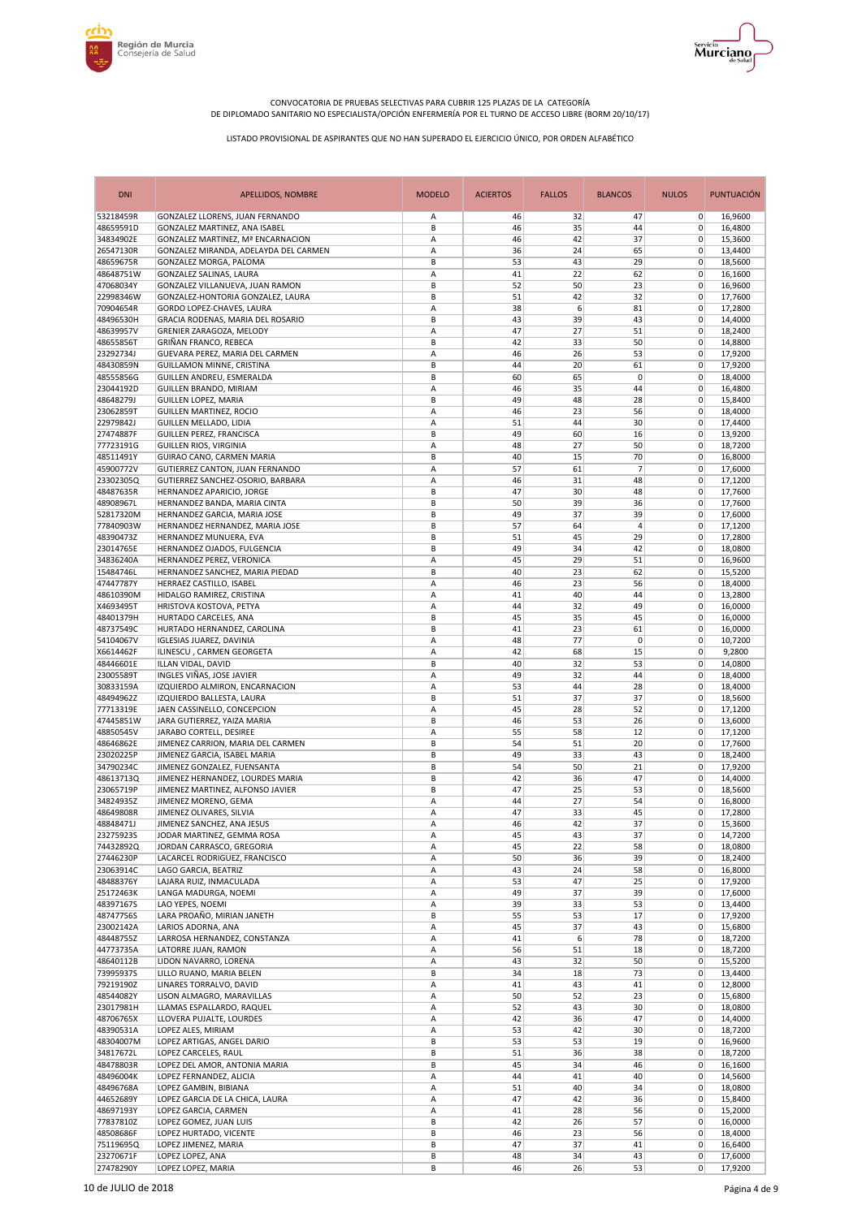CONVOCATORIA DE PRUEBAS SELECTIVAS PARA CUBRIR 125 PLAZAS DE LA CATEGORÍA
DE DIPLOMADO SANITARIO NO ESPECIALISTA/OPCIÓN ENFERMERÍA POR EL TURNO DE ACCESO LIBRE (BORM 20/10/17)

LISTADO PROVISIONAL DE ASPIRANTES QUE NO HAN SUPERADO EL EJERCICIO ÚNICO, POR ORDEN ALFABÉTICO

| DNI | APELLIDOS, NOMBRE | MODELO | ACIERTOS | FALLOS | BLANCOS | NULOS | PUNTUACIÓN |
|---|---|---|---|---|---|---|---|
| 53218459R | GONZALEZ LLORENS, JUAN FERNANDO | A | 46 | 32 | 47 | 0 | 16,9600 |
| 48659591D | GONZALEZ MARTINEZ, ANA ISABEL | B | 46 | 35 | 44 | 0 | 16,4800 |
| 34834902E | GONZALEZ MARTINEZ, Mª ENCARNACION | A | 46 | 42 | 37 | 0 | 15,3600 |
| 26547130R | GONZALEZ MIRANDA, ADELAYDA DEL CARMEN | A | 36 | 24 | 65 | 0 | 13,4400 |
| 48659675R | GONZALEZ MORGA, PALOMA | B | 53 | 43 | 29 | 0 | 18,5600 |
| 48648751W | GONZALEZ SALINAS, LAURA | A | 41 | 22 | 62 | 0 | 16,1600 |
| 47068034Y | GONZALEZ VILLANUEVA, JUAN RAMON | B | 52 | 50 | 23 | 0 | 16,9600 |
| 22998346W | GONZALEZ-HONTORIA GONZALEZ, LAURA | B | 51 | 42 | 32 | 0 | 17,7600 |
| 70904654R | GORDO LOPEZ-CHAVES, LAURA | A | 38 | 6 | 81 | 0 | 17,2800 |
| 48496530H | GRACIA RODENAS, MARIA DEL ROSARIO | B | 43 | 39 | 43 | 0 | 14,4000 |
| 48639957V | GRENIER ZARAGOZA, MELODY | A | 47 | 27 | 51 | 0 | 18,2400 |
| 48655856T | GRIÑAN FRANCO, REBECA | B | 42 | 33 | 50 | 0 | 14,8800 |
| 23292734J | GUEVARA PEREZ, MARIA DEL CARMEN | A | 46 | 26 | 53 | 0 | 17,9200 |
| 48430859N | GUILLAMON MINNE, CRISTINA | B | 44 | 20 | 61 | 0 | 17,9200 |
| 48555856G | GUILLEN ANDREU, ESMERALDA | B | 60 | 65 | 0 | 0 | 18,4000 |
| 23044192D | GUILLEN BRANDO, MIRIAM | A | 46 | 35 | 44 | 0 | 16,4800 |
| 48648279J | GUILLEN LOPEZ, MARIA | B | 49 | 48 | 28 | 0 | 15,8400 |
| 23062859T | GUILLEN MARTINEZ, ROCIO | A | 46 | 23 | 56 | 0 | 18,4000 |
| 22979842J | GUILLEN MELLADO, LIDIA | A | 51 | 44 | 30 | 0 | 17,4400 |
| 27474887F | GUILLEN PEREZ, FRANCISCA | B | 49 | 60 | 16 | 0 | 13,9200 |
| 77723191G | GUILLEN RIOS, VIRGINIA | A | 48 | 27 | 50 | 0 | 18,7200 |
| 48511491Y | GUIRAO CANO, CARMEN MARIA | B | 40 | 15 | 70 | 0 | 16,8000 |
| 45900772V | GUTIERREZ CANTON, JUAN FERNANDO | A | 57 | 61 | 7 | 0 | 17,6000 |
| 23302305Q | GUTIERREZ SANCHEZ-OSORIO, BARBARA | A | 46 | 31 | 48 | 0 | 17,1200 |
| 48487635R | HERNANDEZ APARICIO, JORGE | B | 47 | 30 | 48 | 0 | 17,7600 |
| 48908967L | HERNANDEZ BANDA, MARIA CINTA | B | 50 | 39 | 36 | 0 | 17,7600 |
| 52817320M | HERNANDEZ GARCIA, MARIA JOSE | B | 49 | 37 | 39 | 0 | 17,6000 |
| 77840903W | HERNANDEZ HERNANDEZ, MARIA JOSE | B | 57 | 64 | 4 | 0 | 17,1200 |
| 48390473Z | HERNANDEZ MUNUERA, EVA | B | 51 | 45 | 29 | 0 | 17,2800 |
| 23014765E | HERNANDEZ OJADOS, FULGENCIA | B | 49 | 34 | 42 | 0 | 18,0800 |
| 34836240A | HERNANDEZ PEREZ, VERONICA | A | 45 | 29 | 51 | 0 | 16,9600 |
| 15484746L | HERNANDEZ SANCHEZ, MARIA PIEDAD | B | 40 | 23 | 62 | 0 | 15,5200 |
| 47447787Y | HERRAEZ CASTILLO, ISABEL | A | 46 | 23 | 56 | 0 | 18,4000 |
| 48610390M | HIDALGO RAMIREZ, CRISTINA | A | 41 | 40 | 44 | 0 | 13,2800 |
| X4693495T | HRISTOVA KOSTOVA, PETYA | A | 44 | 32 | 49 | 0 | 16,0000 |
| 48401379H | HURTADO CARCELES, ANA | B | 45 | 35 | 45 | 0 | 16,0000 |
| 48737549C | HURTADO HERNANDEZ, CAROLINA | B | 41 | 23 | 61 | 0 | 16,0000 |
| 54104067V | IGLESIAS JUAREZ, DAVINIA | A | 48 | 77 | 0 | 0 | 10,7200 |
| X6614462F | ILINESCU , CARMEN GEORGETA | A | 42 | 68 | 15 | 0 | 9,2800 |
| 48446601E | ILLAN VIDAL, DAVID | B | 40 | 32 | 53 | 0 | 14,0800 |
| 23005589T | INGLES VIÑAS, JOSE JAVIER | A | 49 | 32 | 44 | 0 | 18,4000 |
| 30833159A | IZQUIERDO ALMIRON, ENCARNACION | A | 53 | 44 | 28 | 0 | 18,4000 |
| 48494962Z | IZQUIERDO BALLESTA, LAURA | B | 51 | 37 | 37 | 0 | 18,5600 |
| 77713319E | JAEN CASSINELLO, CONCEPCION | A | 45 | 28 | 52 | 0 | 17,1200 |
| 47445851W | JARA GUTIERREZ, YAIZA MARIA | B | 46 | 53 | 26 | 0 | 13,6000 |
| 48850545V | JARABO CORTELL, DESIREE | A | 55 | 58 | 12 | 0 | 17,1200 |
| 48646862E | JIMENEZ CARRION, MARIA DEL CARMEN | B | 54 | 51 | 20 | 0 | 17,7600 |
| 23020225P | JIMENEZ GARCIA, ISABEL MARIA | B | 49 | 33 | 43 | 0 | 18,2400 |
| 34790234C | JIMENEZ GONZALEZ, FUENSANTA | B | 54 | 50 | 21 | 0 | 17,9200 |
| 48613713Q | JIMENEZ HERNANDEZ, LOURDES MARIA | B | 42 | 36 | 47 | 0 | 14,4000 |
| 23065719P | JIMENEZ MARTINEZ, ALFONSO JAVIER | B | 47 | 25 | 53 | 0 | 18,5600 |
| 34824935Z | JIMENEZ MORENO, GEMA | A | 44 | 27 | 54 | 0 | 16,8000 |
| 48649808R | JIMENEZ OLIVARES, SILVIA | A | 47 | 33 | 45 | 0 | 17,2800 |
| 48848471J | JIMENEZ SANCHEZ, ANA JESUS | A | 46 | 42 | 37 | 0 | 15,3600 |
| 23275923S | JODAR MARTINEZ, GEMMA ROSA | A | 45 | 43 | 37 | 0 | 14,7200 |
| 74432892Q | JORDAN CARRASCO, GREGORIA | A | 45 | 22 | 58 | 0 | 18,0800 |
| 27446230P | LACARCEL RODRIGUEZ, FRANCISCO | A | 50 | 36 | 39 | 0 | 18,2400 |
| 23063914C | LAGO GARCIA, BEATRIZ | A | 43 | 24 | 58 | 0 | 16,8000 |
| 48488376Y | LAJARA RUIZ, INMACULADA | A | 53 | 47 | 25 | 0 | 17,9200 |
| 25172463K | LANGA MADURGA, NOEMI | A | 49 | 37 | 39 | 0 | 17,6000 |
| 48397167S | LAO YEPES, NOEMI | A | 39 | 33 | 53 | 0 | 13,4400 |
| 48747756S | LARA PROAÑO, MIRIAN JANETH | B | 55 | 53 | 17 | 0 | 17,9200 |
| 23002142A | LARIOS ADORNA, ANA | A | 45 | 37 | 43 | 0 | 15,6800 |
| 48448755Z | LARROSA HERNANDEZ, CONSTANZA | A | 41 | 6 | 78 | 0 | 18,7200 |
| 44773735A | LATORRE JUAN, RAMON | A | 56 | 51 | 18 | 0 | 18,7200 |
| 48640112B | LIDON NAVARRO, LORENA | A | 43 | 32 | 50 | 0 | 15,5200 |
| 73995937S | LILLO RUANO, MARIA BELEN | B | 34 | 18 | 73 | 0 | 13,4400 |
| 79219190Z | LINARES TORRALVO, DAVID | A | 41 | 43 | 41 | 0 | 12,8000 |
| 48544082Y | LISON ALMAGRO, MARAVILLAS | A | 50 | 52 | 23 | 0 | 15,6800 |
| 23017981H | LLAMAS ESPALLARDO, RAQUEL | A | 52 | 43 | 30 | 0 | 18,0800 |
| 48706765X | LLOVERA PUJALTE, LOURDES | A | 42 | 36 | 47 | 0 | 14,4000 |
| 48390531A | LOPEZ ALES, MIRIAM | A | 53 | 42 | 30 | 0 | 18,7200 |
| 48304007M | LOPEZ ARTIGAS, ANGEL DARIO | B | 53 | 53 | 19 | 0 | 16,9600 |
| 34817672L | LOPEZ CARCELES, RAUL | B | 51 | 36 | 38 | 0 | 18,7200 |
| 48478803R | LOPEZ DEL AMOR, ANTONIA MARIA | B | 45 | 34 | 46 | 0 | 16,1600 |
| 48496004K | LOPEZ FERNANDEZ, ALICIA | A | 44 | 41 | 40 | 0 | 14,5600 |
| 48496768A | LOPEZ GAMBIN, BIBIANA | A | 51 | 40 | 34 | 0 | 18,0800 |
| 44652689Y | LOPEZ GARCIA DE LA CHICA, LAURA | A | 47 | 42 | 36 | 0 | 15,8400 |
| 48697193Y | LOPEZ GARCIA, CARMEN | A | 41 | 28 | 56 | 0 | 15,2000 |
| 77837810Z | LOPEZ GOMEZ, JUAN LUIS | B | 42 | 26 | 57 | 0 | 16,0000 |
| 48508686F | LOPEZ HURTADO, VICENTE | B | 46 | 23 | 56 | 0 | 18,4000 |
| 75119695Q | LOPEZ JIMENEZ, MARIA | B | 47 | 37 | 41 | 0 | 16,6400 |
| 23270671F | LOPEZ LOPEZ, ANA | B | 48 | 34 | 43 | 0 | 17,6000 |
| 27478290Y | LOPEZ LOPEZ, MARIA | B | 46 | 26 | 53 | 0 | 17,9200 |

10 de JULIO de 2018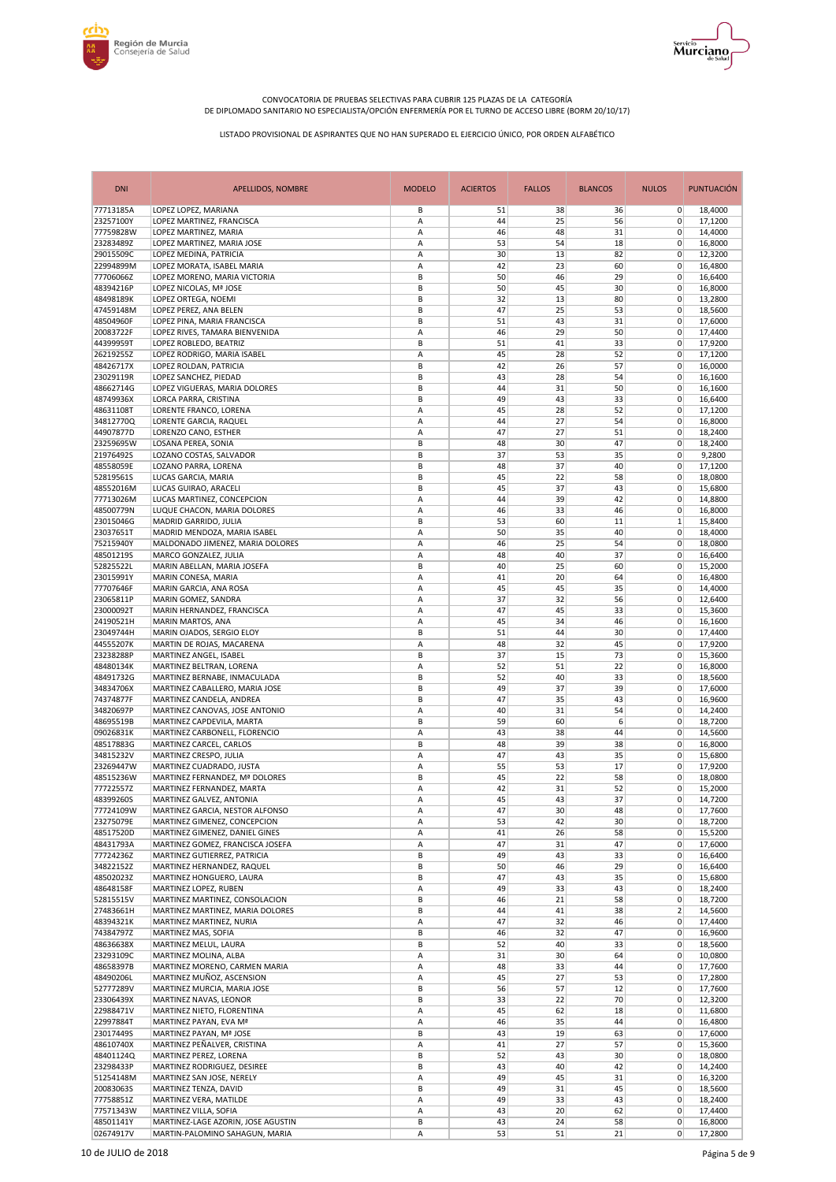CONVOCATORIA DE PRUEBAS SELECTIVAS PARA CUBRIR 125 PLAZAS DE LA CATEGORÍA DE DIPLOMADO SANITARIO NO ESPECIALISTA/OPCIÓN ENFERMERÍA POR EL TURNO DE ACCESO LIBRE (BORM 20/10/17)

LISTADO PROVISIONAL DE ASPIRANTES QUE NO HAN SUPERADO EL EJERCICIO ÚNICO, POR ORDEN ALFABÉTICO

| DNI | APELLIDOS, NOMBRE | MODELO | ACIERTOS | FALLOS | BLANCOS | NULOS | PUNTUACIÓN |
|---|---|---|---|---|---|---|---|
| 77713185A | LOPEZ LOPEZ, MARIANA | B | 51 | 38 | 36 | 0 | 18,4000 |
| 23257100Y | LOPEZ MARTINEZ, FRANCISCA | A | 44 | 25 | 56 | 0 | 17,1200 |
| 77759828W | LOPEZ MARTINEZ, MARIA | A | 46 | 48 | 31 | 0 | 14,4000 |
| 23283489Z | LOPEZ MARTINEZ, MARIA JOSE | A | 53 | 54 | 18 | 0 | 16,8000 |
| 29015509C | LOPEZ MEDINA, PATRICIA | A | 30 | 13 | 82 | 0 | 12,3200 |
| 22994899M | LOPEZ MORATA, ISABEL MARIA | A | 42 | 23 | 60 | 0 | 16,4800 |
| 77706066Z | LOPEZ MORENO, MARIA VICTORIA | B | 50 | 46 | 29 | 0 | 16,6400 |
| 48394216P | LOPEZ NICOLAS, Mª JOSE | B | 50 | 45 | 30 | 0 | 16,8000 |
| 48498189K | LOPEZ ORTEGA, NOEMI | B | 32 | 13 | 80 | 0 | 13,2800 |
| 47459148M | LOPEZ PEREZ, ANA BELEN | B | 47 | 25 | 53 | 0 | 18,5600 |
| 48504960F | LOPEZ PINA, MARIA FRANCISCA | B | 51 | 43 | 31 | 0 | 17,6000 |
| 20083722F | LOPEZ RIVES, TAMARA BIENVENIDA | A | 46 | 29 | 50 | 0 | 17,4400 |
| 44399959T | LOPEZ ROBLEDO, BEATRIZ | B | 51 | 41 | 33 | 0 | 17,9200 |
| 26219255Z | LOPEZ RODRIGO, MARIA ISABEL | A | 45 | 28 | 52 | 0 | 17,1200 |
| 48426717X | LOPEZ ROLDAN, PATRICIA | B | 42 | 26 | 57 | 0 | 16,0000 |
| 23029119R | LOPEZ SANCHEZ, PIEDAD | B | 43 | 28 | 54 | 0 | 16,1600 |
| 48662714G | LOPEZ VIGUERAS, MARIA DOLORES | B | 44 | 31 | 50 | 0 | 16,1600 |
| 48749936X | LORCA PARRA, CRISTINA | B | 49 | 43 | 33 | 0 | 16,6400 |
| 48631108T | LORENTE FRANCO, LORENA | A | 45 | 28 | 52 | 0 | 17,1200 |
| 34812770Q | LORENTE GARCIA, RAQUEL | A | 44 | 27 | 54 | 0 | 16,8000 |
| 44907877D | LORENZO CANO, ESTHER | A | 47 | 27 | 51 | 0 | 18,2400 |
| 23259695W | LOSANA PEREA, SONIA | B | 48 | 30 | 47 | 0 | 18,2400 |
| 21976492S | LOZANO COSTAS, SALVADOR | B | 37 | 53 | 35 | 0 | 9,2800 |
| 48558059E | LOZANO PARRA, LORENA | B | 48 | 37 | 40 | 0 | 17,1200 |
| 52819561S | LUCAS GARCIA, MARIA | B | 45 | 22 | 58 | 0 | 18,0800 |
| 48552016M | LUCAS GUIRAO, ARACELI | B | 45 | 37 | 43 | 0 | 15,6800 |
| 77713026M | LUCAS MARTINEZ, CONCEPCION | A | 44 | 39 | 42 | 0 | 14,8800 |
| 48500779N | LUQUE CHACON, MARIA DOLORES | A | 46 | 33 | 46 | 0 | 16,8000 |
| 23015046G | MADRID GARRIDO, JULIA | B | 53 | 60 | 11 | 1 | 15,8400 |
| 23037651T | MADRID MENDOZA, MARIA ISABEL | A | 50 | 35 | 40 | 0 | 18,4000 |
| 75215940Y | MALDONADO JIMENEZ, MARIA DOLORES | A | 46 | 25 | 54 | 0 | 18,0800 |
| 48501219S | MARCO GONZALEZ, JULIA | A | 48 | 40 | 37 | 0 | 16,6400 |
| 52825522L | MARIN ABELLAN, MARIA JOSEFA | B | 40 | 25 | 60 | 0 | 15,2000 |
| 23015991Y | MARIN CONESA, MARIA | A | 41 | 20 | 64 | 0 | 16,4800 |
| 77707646F | MARIN GARCIA, ANA ROSA | A | 45 | 45 | 35 | 0 | 14,4000 |
| 23065811P | MARIN GOMEZ, SANDRA | A | 37 | 32 | 56 | 0 | 12,6400 |
| 23000092T | MARIN HERNANDEZ, FRANCISCA | A | 47 | 45 | 33 | 0 | 15,3600 |
| 24190521H | MARIN MARTOS, ANA | A | 45 | 34 | 46 | 0 | 16,1600 |
| 23049744H | MARIN OJADOS, SERGIO ELOY | B | 51 | 44 | 30 | 0 | 17,4400 |
| 44555207K | MARTIN DE ROJAS, MACARENA | A | 48 | 32 | 45 | 0 | 17,9200 |
| 23238288P | MARTINEZ ANGEL, ISABEL | B | 37 | 15 | 73 | 0 | 15,3600 |
| 48480134K | MARTINEZ BELTRAN, LORENA | A | 52 | 51 | 22 | 0 | 16,8000 |
| 48491732G | MARTINEZ BERNABE, INMACULADA | B | 52 | 40 | 33 | 0 | 18,5600 |
| 34834706X | MARTINEZ CABALLERO, MARIA JOSE | B | 49 | 37 | 39 | 0 | 17,6000 |
| 74374877F | MARTINEZ CANDELA, ANDREA | B | 47 | 35 | 43 | 0 | 16,9600 |
| 34820697P | MARTINEZ CANOVAS, JOSE ANTONIO | A | 40 | 31 | 54 | 0 | 14,2400 |
| 48695519B | MARTINEZ CAPDEVILA, MARTA | B | 59 | 60 | 6 | 0 | 18,7200 |
| 09026831K | MARTINEZ CARBONELL, FLORENCIO | A | 43 | 38 | 44 | 0 | 14,5600 |
| 48517883G | MARTINEZ CARCEL, CARLOS | B | 48 | 39 | 38 | 0 | 16,8000 |
| 34815232V | MARTINEZ CRESPO, JULIA | A | 47 | 43 | 35 | 0 | 15,6800 |
| 23269447W | MARTINEZ CUADRADO, JUSTA | A | 55 | 53 | 17 | 0 | 17,9200 |
| 48515236W | MARTINEZ FERNANDEZ, Mª DOLORES | B | 45 | 22 | 58 | 0 | 18,0800 |
| 77722557Z | MARTINEZ FERNANDEZ, MARTA | A | 42 | 31 | 52 | 0 | 15,2000 |
| 48399260S | MARTINEZ GALVEZ, ANTONIA | A | 45 | 43 | 37 | 0 | 14,7200 |
| 77724109W | MARTINEZ GARCIA, NESTOR ALFONSO | A | 47 | 30 | 48 | 0 | 17,7600 |
| 23275079E | MARTINEZ GIMENEZ, CONCEPCION | A | 53 | 42 | 30 | 0 | 18,7200 |
| 48517520D | MARTINEZ GIMENEZ, DANIEL GINES | A | 41 | 26 | 58 | 0 | 15,5200 |
| 48431793A | MARTINEZ GOMEZ, FRANCISCA JOSEFA | A | 47 | 31 | 47 | 0 | 17,6000 |
| 77724236Z | MARTINEZ GUTIERREZ, PATRICIA | B | 49 | 43 | 33 | 0 | 16,6400 |
| 34822152Z | MARTINEZ HERNANDEZ, RAQUEL | B | 50 | 46 | 29 | 0 | 16,6400 |
| 48502023Z | MARTINEZ HONGUERO, LAURA | B | 47 | 43 | 35 | 0 | 15,6800 |
| 48648158F | MARTINEZ LOPEZ, RUBEN | A | 49 | 33 | 43 | 0 | 18,2400 |
| 52815515V | MARTINEZ MARTINEZ, CONSOLACION | B | 46 | 21 | 58 | 0 | 18,7200 |
| 27483661H | MARTINEZ MARTINEZ, MARIA DOLORES | B | 44 | 41 | 38 | 2 | 14,5600 |
| 48394321K | MARTINEZ MARTINEZ, NURIA | A | 47 | 32 | 46 | 0 | 17,4400 |
| 74384797Z | MARTINEZ MAS, SOFIA | B | 46 | 32 | 47 | 0 | 16,9600 |
| 48636638X | MARTINEZ MELUL, LAURA | B | 52 | 40 | 33 | 0 | 18,5600 |
| 23293109C | MARTINEZ MOLINA, ALBA | A | 31 | 30 | 64 | 0 | 10,0800 |
| 48658397B | MARTINEZ MORENO, CARMEN MARIA | A | 48 | 33 | 44 | 0 | 17,7600 |
| 48490206L | MARTINEZ MUÑOZ, ASCENSION | A | 45 | 27 | 53 | 0 | 17,2800 |
| 52777289V | MARTINEZ MURCIA, MARIA JOSE | B | 56 | 57 | 12 | 0 | 17,7600 |
| 23306439X | MARTINEZ NAVAS, LEONOR | B | 33 | 22 | 70 | 0 | 12,3200 |
| 22988471V | MARTINEZ NIETO, FLORENTINA | A | 45 | 62 | 18 | 0 | 11,6800 |
| 22997884T | MARTINEZ PAYAN, EVA Mª | A | 46 | 35 | 44 | 0 | 16,4800 |
| 23017449S | MARTINEZ PAYAN, Mª JOSE | B | 43 | 19 | 63 | 0 | 17,6000 |
| 48610740X | MARTINEZ PEÑALVER, CRISTINA | A | 41 | 27 | 57 | 0 | 15,3600 |
| 48401124Q | MARTINEZ PEREZ, LORENA | B | 52 | 43 | 30 | 0 | 18,0800 |
| 23298433P | MARTINEZ RODRIGUEZ, DESIREE | B | 43 | 40 | 42 | 0 | 14,2400 |
| 51254148M | MARTINEZ SAN JOSE, NERELY | A | 49 | 45 | 31 | 0 | 16,3200 |
| 20083063S | MARTINEZ TENZA, DAVID | B | 49 | 31 | 45 | 0 | 18,5600 |
| 77758851Z | MARTINEZ VERA, MATILDE | A | 49 | 33 | 43 | 0 | 18,2400 |
| 77571343W | MARTINEZ VILLA, SOFIA | A | 43 | 20 | 62 | 0 | 17,4400 |
| 48501141Y | MARTINEZ-LAGE AZORIN, JOSE AGUSTIN | B | 43 | 24 | 58 | 0 | 16,8000 |
| 02674917V | MARTIN-PALOMINO SAHAGUN, MARIA | A | 53 | 51 | 21 | 0 | 17,2800 |

10 de JULIO de 2018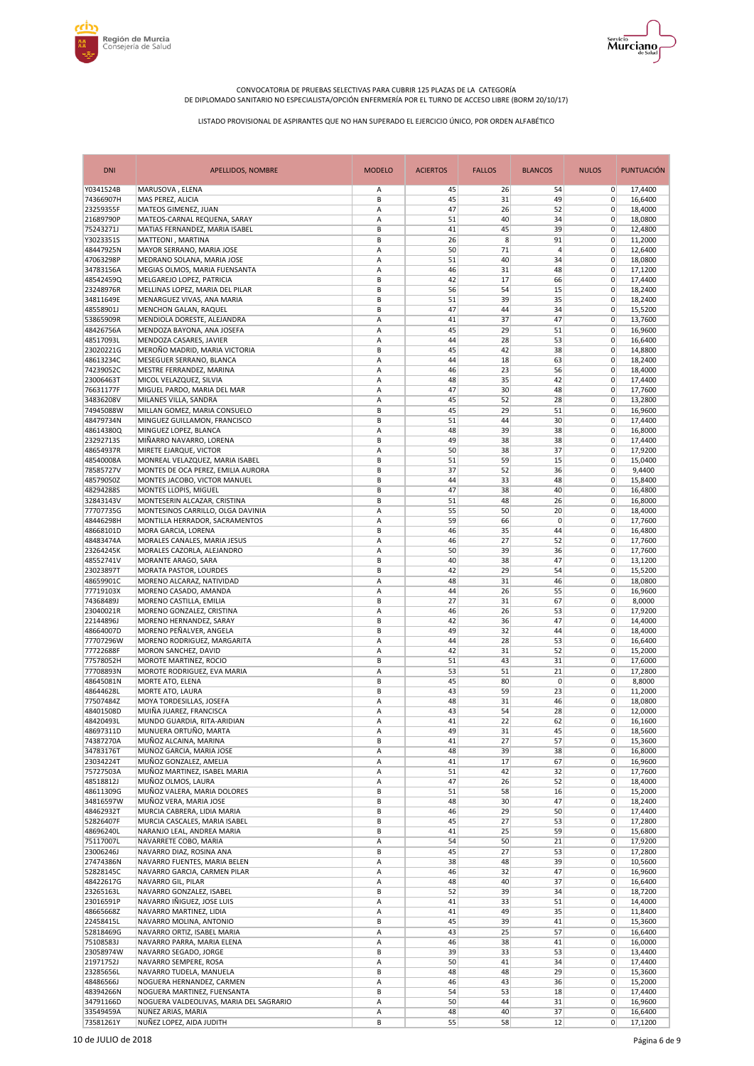CONVOCATORIA DE PRUEBAS SELECTIVAS PARA CUBRIR 125 PLAZAS DE LA CATEGORÍA DE DIPLOMADO SANITARIO NO ESPECIALISTA/OPCIÓN ENFERMERÍA POR EL TURNO DE ACCESO LIBRE (BORM 20/10/17)

LISTADO PROVISIONAL DE ASPIRANTES QUE NO HAN SUPERADO EL EJERCICIO ÚNICO, POR ORDEN ALFABÉTICO

| DNI | APELLIDOS, NOMBRE | MODELO | ACIERTOS | FALLOS | BLANCOS | NULOS | PUNTUACIÓN |
|---|---|---|---|---|---|---|---|
| Y0341524B | MARUSOVA , ELENA | A | 45 | 26 | 54 | 0 | 17,4400 |
| 74366907H | MAS PEREZ, ALICIA | B | 45 | 31 | 49 | 0 | 16,6400 |
| 23259355F | MATEOS GIMENEZ, JUAN | A | 47 | 26 | 52 | 0 | 18,4000 |
| 21689790P | MATEOS-CARNAL REQUENA, SARAY | A | 51 | 40 | 34 | 0 | 18,0800 |
| 75243271J | MATIAS FERNANDEZ, MARIA ISABEL | B | 41 | 45 | 39 | 0 | 12,4800 |
| Y3023351S | MATTEONI , MARTINA | B | 26 | 8 | 91 | 0 | 11,2000 |
| 48447925N | MAYOR SERRANO, MARIA JOSE | A | 50 | 71 | 4 | 0 | 12,6400 |
| 47063298P | MEDRANO SOLANA, MARIA JOSE | A | 51 | 40 | 34 | 0 | 18,0800 |
| 34783156A | MEGIAS OLMOS, MARIA FUENSANTA | A | 46 | 31 | 48 | 0 | 17,1200 |
| 48542459Q | MELGAREJO LOPEZ, PATRICIA | B | 42 | 17 | 66 | 0 | 17,4400 |
| 23248976R | MELLINAS LOPEZ, MARIA DEL PILAR | B | 56 | 54 | 15 | 0 | 18,2400 |
| 34811649E | MENARGUEZ VIVAS, ANA MARIA | B | 51 | 39 | 35 | 0 | 18,2400 |
| 48558901J | MENCHON GALAN, RAQUEL | B | 47 | 44 | 34 | 0 | 15,5200 |
| 53865909R | MENDIOLA DORESTE, ALEJANDRA | A | 41 | 37 | 47 | 0 | 13,7600 |
| 48426756A | MENDOZA BAYONA, ANA JOSEFA | A | 45 | 29 | 51 | 0 | 16,9600 |
| 48517093L | MENDOZA CASARES, JAVIER | A | 44 | 28 | 53 | 0 | 16,6400 |
| 23020221G | MEROÑO MADRID, MARIA VICTORIA | B | 45 | 42 | 38 | 0 | 14,8800 |
| 48613234C | MESEGUER SERRANO, BLANCA | A | 44 | 18 | 63 | 0 | 18,2400 |
| 74239052C | MESTRE FERRANDEZ, MARINA | A | 46 | 23 | 56 | 0 | 18,4000 |
| 23006463T | MICOL VELAZQUEZ, SILVIA | A | 48 | 35 | 42 | 0 | 17,4400 |
| 76631177F | MIGUEL PARDO, MARIA DEL MAR | A | 47 | 30 | 48 | 0 | 17,7600 |
| 34836208V | MILANES VILLA, SANDRA | A | 45 | 52 | 28 | 0 | 13,2800 |
| 74945088W | MILLAN GOMEZ, MARIA CONSUELO | B | 45 | 29 | 51 | 0 | 16,9600 |
| 48479734N | MINGUEZ GUILLAMON, FRANCISCO | B | 51 | 44 | 30 | 0 | 17,4400 |
| 48614380Q | MINGUEZ LOPEZ, BLANCA | A | 48 | 39 | 38 | 0 | 16,8000 |
| 23292713S | MIÑARRO NAVARRO, LORENA | B | 49 | 38 | 38 | 0 | 17,4400 |
| 48654937R | MIRETE EJARQUE, VICTOR | A | 50 | 38 | 37 | 0 | 17,9200 |
| 48540008A | MONREAL VELAZQUEZ, MARIA ISABEL | B | 51 | 59 | 15 | 0 | 15,0400 |
| 78585727V | MONTES DE OCA PEREZ, EMILIA AURORA | B | 37 | 52 | 36 | 0 | 9,4400 |
| 48579050Z | MONTES JACOBO, VICTOR MANUEL | B | 44 | 33 | 48 | 0 | 15,8400 |
| 48294288S | MONTES LLOPIS, MIGUEL | B | 47 | 38 | 40 | 0 | 16,4800 |
| 32843143V | MONTESERIN ALCAZAR, CRISTINA | B | 51 | 48 | 26 | 0 | 16,8000 |
| 77707735G | MONTESINOS CARRILLO, OLGA DAVINIA | A | 55 | 50 | 20 | 0 | 18,4000 |
| 48446298H | MONTILLA HERRADOR, SACRAMENTOS | A | 59 | 66 | 0 | 0 | 17,7600 |
| 48668101D | MORA GARCIA, LORENA | B | 46 | 35 | 44 | 0 | 16,4800 |
| 48483474A | MORALES CANALES, MARIA JESUS | A | 46 | 27 | 52 | 0 | 17,7600 |
| 23264245K | MORALES CAZORLA, ALEJANDRO | A | 50 | 39 | 36 | 0 | 17,7600 |
| 48552741V | MORANTE ARAGO, SARA | B | 40 | 38 | 47 | 0 | 13,1200 |
| 23023897T | MORATA PASTOR, LOURDES | B | 42 | 29 | 54 | 0 | 15,5200 |
| 48659901C | MORENO ALCARAZ, NATIVIDAD | A | 48 | 31 | 46 | 0 | 18,0800 |
| 77719103X | MORENO CASADO, AMANDA | A | 44 | 26 | 55 | 0 | 16,9600 |
| 74368489J | MORENO CASTILLA, EMILIA | B | 27 | 31 | 67 | 0 | 8,0000 |
| 23040021R | MORENO GONZALEZ, CRISTINA | A | 46 | 26 | 53 | 0 | 17,9200 |
| 22144896J | MORENO HERNANDEZ, SARAY | B | 42 | 36 | 47 | 0 | 14,4000 |
| 48664007D | MORENO PEÑALVER, ANGELA | B | 49 | 32 | 44 | 0 | 18,4000 |
| 77707296W | MORENO RODRIGUEZ, MARGARITA | A | 44 | 28 | 53 | 0 | 16,6400 |
| 77722688F | MORON SANCHEZ, DAVID | A | 42 | 31 | 52 | 0 | 15,2000 |
| 77578052H | MOROTE MARTINEZ, ROCIO | B | 51 | 43 | 31 | 0 | 17,6000 |
| 77708893N | MOROTE RODRIGUEZ, EVA MARIA | A | 53 | 51 | 21 | 0 | 17,2800 |
| 48645081N | MORTE ATO, ELENA | B | 45 | 80 | 0 | 0 | 8,8000 |
| 48644628L | MORTE ATO, LAURA | B | 43 | 59 | 23 | 0 | 11,2000 |
| 77507484Z | MOYA TORDESILLAS, JOSEFA | A | 48 | 31 | 46 | 0 | 18,0800 |
| 48401508D | MUIÑA JUAREZ, FRANCISCA | A | 43 | 54 | 28 | 0 | 12,0000 |
| 48420493L | MUNDO GUARDIA, RITA-ARIDIAN | A | 41 | 22 | 62 | 0 | 16,1600 |
| 48697311D | MUNUERA ORTUÑO, MARTA | A | 49 | 31 | 45 | 0 | 18,5600 |
| 74387270A | MUÑOZ ALCAINA, MARINA | B | 41 | 27 | 57 | 0 | 15,3600 |
| 34783176T | MUÑOZ GARCIA, MARIA JOSE | A | 48 | 39 | 38 | 0 | 16,8000 |
| 23034224T | MUÑOZ GONZALEZ, AMELIA | A | 41 | 17 | 67 | 0 | 16,9600 |
| 75727503A | MUÑOZ MARTINEZ, ISABEL MARIA | A | 51 | 42 | 32 | 0 | 17,7600 |
| 48518812J | MUÑOZ OLMOS, LAURA | A | 47 | 26 | 52 | 0 | 18,4000 |
| 48611309G | MUÑOZ VALERA, MARIA DOLORES | B | 51 | 58 | 16 | 0 | 15,2000 |
| 34816597W | MUÑOZ VERA, MARIA JOSE | B | 48 | 30 | 47 | 0 | 18,2400 |
| 48462932T | MURCIA CABRERA, LIDIA MARIA | B | 46 | 29 | 50 | 0 | 17,4400 |
| 52826407F | MURCIA CASCALES, MARIA ISABEL | B | 45 | 27 | 53 | 0 | 17,2800 |
| 48696240L | NARANJO LEAL, ANDREA MARIA | B | 41 | 25 | 59 | 0 | 15,6800 |
| 75117007L | NAVARRETE COBO, MARIA | A | 54 | 50 | 21 | 0 | 17,9200 |
| 23006246J | NAVARRO DIAZ, ROSINA ANA | B | 45 | 27 | 53 | 0 | 17,2800 |
| 27474386N | NAVARRO FUENTES, MARIA BELEN | A | 38 | 48 | 39 | 0 | 10,5600 |
| 52828145C | NAVARRO GARCIA, CARMEN PILAR | A | 46 | 32 | 47 | 0 | 16,9600 |
| 48422617G | NAVARRO GIL, PILAR | A | 48 | 40 | 37 | 0 | 16,6400 |
| 23265163L | NAVARRO GONZALEZ, ISABEL | B | 52 | 39 | 34 | 0 | 18,7200 |
| 23016591P | NAVARRO IÑIGUEZ, JOSE LUIS | A | 41 | 33 | 51 | 0 | 14,4000 |
| 48665668Z | NAVARRO MARTINEZ, LIDIA | A | 41 | 49 | 35 | 0 | 11,8400 |
| 22458415L | NAVARRO MOLINA, ANTONIO | B | 45 | 39 | 41 | 0 | 15,3600 |
| 52818469G | NAVARRO ORTIZ, ISABEL MARIA | A | 43 | 25 | 57 | 0 | 16,6400 |
| 75108583J | NAVARRO PARRA, MARIA ELENA | A | 46 | 38 | 41 | 0 | 16,0000 |
| 23058974W | NAVARRO SEGADO, JORGE | B | 39 | 33 | 53 | 0 | 13,4400 |
| 21971752J | NAVARRO SEMPERE, ROSA | A | 50 | 41 | 34 | 0 | 17,4400 |
| 23285656L | NAVARRO TUDELA, MANUELA | B | 48 | 48 | 29 | 0 | 15,3600 |
| 48486566J | NOGUERA HERNANDEZ, CARMEN | A | 46 | 43 | 36 | 0 | 15,2000 |
| 48394266N | NOGUERA MARTINEZ, FUENSANTA | B | 54 | 53 | 18 | 0 | 17,4400 |
| 34791166D | NOGUERA VALDEOLIVAS, MARIA DEL SAGRARIO | A | 50 | 44 | 31 | 0 | 16,9600 |
| 33549459A | NUÑEZ ARIAS, MARIA | A | 48 | 40 | 37 | 0 | 16,6400 |
| 73581261Y | NUÑEZ LOPEZ, AIDA JUDITH | B | 55 | 58 | 12 | 0 | 17,1200 |

10 de JULIO de 2018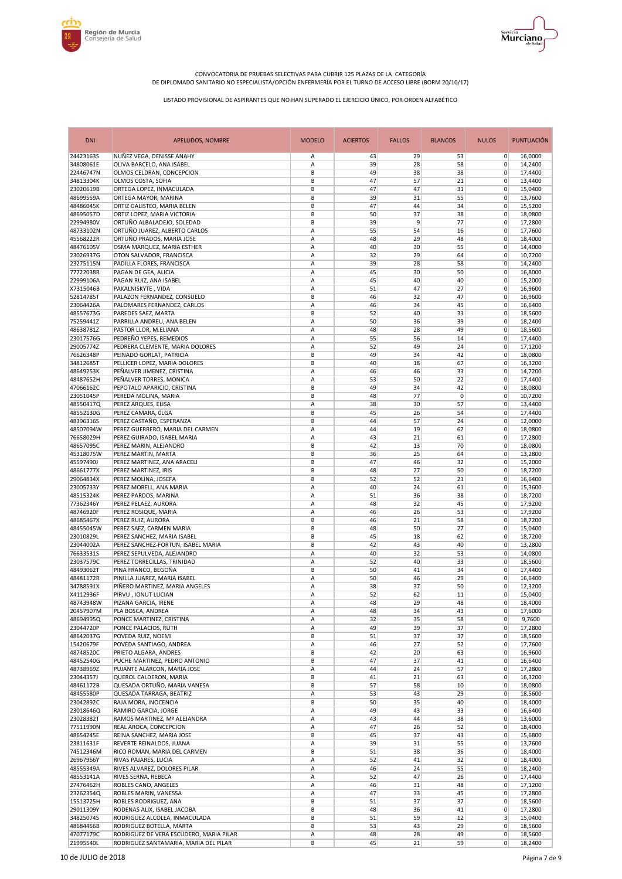CONVOCATORIA DE PRUEBAS SELECTIVAS PARA CUBRIR 125 PLAZAS DE LA CATEGORÍA DE DIPLOMADO SANITARIO NO ESPECIALISTA/OPCIÓN ENFERMERÍA POR EL TURNO DE ACCESO LIBRE (BORM 20/10/17)

LISTADO PROVISIONAL DE ASPIRANTES QUE NO HAN SUPERADO EL EJERCICIO ÚNICO, POR ORDEN ALFABÉTICO

| DNI | APELLIDOS, NOMBRE | MODELO | ACIERTOS | FALLOS | BLANCOS | NULOS | PUNTUACIÓN |
|---|---|---|---|---|---|---|---|
| 24423163S | NUÑEZ VEGA, DENISSE ANAHY | A | 43 | 29 | 53 | 0 | 16,0000 |
| 34808061E | OLIVA BARCELO, ANA ISABEL | A | 39 | 28 | 58 | 0 | 14,2400 |
| 22446747N | OLMOS CELDRAN, CONCEPCION | B | 49 | 38 | 38 | 0 | 17,4400 |
| 34813304K | OLMOS COSTA, SOFIA | B | 47 | 57 | 21 | 0 | 13,4400 |
| 23020619B | ORTEGA LOPEZ, INMACULADA | B | 47 | 47 | 31 | 0 | 15,0400 |
| 48699559A | ORTEGA MAYOR, MARINA | B | 39 | 31 | 55 | 0 | 13,7600 |
| 48486045K | ORTIZ GALISTEO, MARIA BELEN | B | 47 | 44 | 34 | 0 | 15,5200 |
| 48695057D | ORTIZ LOPEZ, MARIA VICTORIA | B | 50 | 37 | 38 | 0 | 18,0800 |
| 22994980V | ORTUÑO ALBALADEJO, SOLEDAD | B | 39 | 9 | 77 | 0 | 17,2800 |
| 48733102N | ORTUÑO JUAREZ, ALBERTO CARLOS | A | 55 | 54 | 16 | 0 | 17,7600 |
| 45568222R | ORTUÑO PRADOS, MARIA JOSE | A | 48 | 29 | 48 | 0 | 18,4000 |
| 48476105V | OSMA MARQUEZ, MARIA ESTHER | A | 40 | 30 | 55 | 0 | 14,4000 |
| 23026937G | OTON SALVADOR, FRANCISCA | A | 32 | 29 | 64 | 0 | 10,7200 |
| 23275115N | PADILLA FLORES, FRANCISCA | A | 39 | 28 | 58 | 0 | 14,2400 |
| 77722038R | PAGAN DE GEA, ALICIA | A | 45 | 30 | 50 | 0 | 16,8000 |
| 22999106A | PAGAN RUIZ, ANA ISABEL | A | 45 | 40 | 40 | 0 | 15,2000 |
| X7315046B | PAKALNISKYTE , VIDA | A | 51 | 47 | 27 | 0 | 16,9600 |
| 52814785T | PALAZON FERNANDEZ, CONSUELO | B | 46 | 32 | 47 | 0 | 16,9600 |
| 23064426A | PALOMARES FERNANDEZ, CARLOS | A | 46 | 34 | 45 | 0 | 16,6400 |
| 48557673G | PAREDES SAEZ, MARTA | B | 52 | 40 | 33 | 0 | 18,5600 |
| 75259441Z | PARRILLA ANDREU, ANA BELEN | A | 50 | 36 | 39 | 0 | 18,2400 |
| 48638781Z | PASTOR LLOR, M.ELIANA | A | 48 | 28 | 49 | 0 | 18,5600 |
| 23017576G | PEDREÑO YEPES, REMEDIOS | A | 55 | 56 | 14 | 0 | 17,4400 |
| 29005774Z | PEDRERA CLEMENTE, MARIA DOLORES | A | 52 | 49 | 24 | 0 | 17,1200 |
| 76626348P | PEINADO GORLAT, PATRICIA | B | 49 | 34 | 42 | 0 | 18,0800 |
| 34812685T | PELLICER LOPEZ, MARIA DOLORES | B | 40 | 18 | 67 | 0 | 16,3200 |
| 48649253K | PEÑALVER JIMENEZ, CRISTINA | A | 46 | 46 | 33 | 0 | 14,7200 |
| 48487652H | PEÑALVER TORRES, MONICA | A | 53 | 50 | 22 | 0 | 17,4400 |
| 47066162C | PEPOTALO APARICIO, CRISTINA | B | 49 | 34 | 42 | 0 | 18,0800 |
| 23051045P | PEREDA MOLINA, MARIA | B | 48 | 77 | 0 | 0 | 10,7200 |
| 48550417Q | PEREZ ARQUES, ELISA | A | 38 | 30 | 57 | 0 | 13,4400 |
| 48552130G | PEREZ CAMARA, 0LGA | B | 45 | 26 | 54 | 0 | 17,4400 |
| 48396316S | PEREZ CASTAÑO, ESPERANZA | B | 44 | 57 | 24 | 0 | 12,0000 |
| 48507094W | PEREZ GUERRERO, MARIA DEL CARMEN | A | 44 | 19 | 62 | 0 | 18,0800 |
| 76658029H | PEREZ GUIRADO, ISABEL MARIA | A | 43 | 21 | 61 | 0 | 17,2800 |
| 48657095C | PEREZ MARIN, ALEJANDRO | B | 42 | 13 | 70 | 0 | 18,0800 |
| 45318075W | PEREZ MARTIN, MARTA | B | 36 | 25 | 64 | 0 | 13,2800 |
| 45597490J | PEREZ MARTINEZ, ANA ARACELI | B | 47 | 46 | 32 | 0 | 15,2000 |
| 48661777X | PEREZ MARTINEZ, IRIS | B | 48 | 27 | 50 | 0 | 18,7200 |
| 29064834X | PEREZ MOLINA, JOSEFA | B | 52 | 52 | 21 | 0 | 16,6400 |
| 23005733Y | PEREZ MORELL, ANA MARIA | A | 40 | 24 | 61 | 0 | 15,3600 |
| 48515324K | PEREZ PARDOS, MARINA | A | 51 | 36 | 38 | 0 | 18,7200 |
| 77362346Y | PEREZ PELAEZ, AURORA | A | 48 | 32 | 45 | 0 | 17,9200 |
| 48746920F | PEREZ ROSIQUE, MARIA | A | 46 | 26 | 53 | 0 | 17,9200 |
| 48685467X | PEREZ RUIZ, AURORA | B | 46 | 21 | 58 | 0 | 18,7200 |
| 48455045W | PEREZ SAEZ, CARMEN MARIA | B | 48 | 50 | 27 | 0 | 15,0400 |
| 23010829L | PEREZ SANCHEZ, MARIA ISABEL | B | 45 | 18 | 62 | 0 | 18,7200 |
| 23044002A | PEREZ SANCHEZ-FORTUN, ISABEL MARIA | B | 42 | 43 | 40 | 0 | 13,2800 |
| 76633531S | PEREZ SEPULVEDA, ALEJANDRO | A | 40 | 32 | 53 | 0 | 14,0800 |
| 23037579C | PEREZ TORRECILLAS, TRINIDAD | A | 52 | 40 | 33 | 0 | 18,5600 |
| 48493062T | PINA FRANCO, BEGOÑA | B | 50 | 41 | 34 | 0 | 17,4400 |
| 48481172R | PINILLA JUAREZ, MARIA ISABEL | A | 50 | 46 | 29 | 0 | 16,6400 |
| 34788591X | PIÑERO MARTINEZ, MARIA ANGELES | A | 38 | 37 | 50 | 0 | 12,3200 |
| X4112936F | PIRVU , IONUT LUCIAN | A | 52 | 62 | 11 | 0 | 15,0400 |
| 48743948W | PIZANA GARCIA, IRENE | A | 48 | 29 | 48 | 0 | 18,4000 |
| 20457907M | PLA BOSCA, ANDREA | A | 48 | 34 | 43 | 0 | 17,6000 |
| 48694995Q | PONCE MARTINEZ, CRISTINA | A | 32 | 35 | 58 | 0 | 9,7600 |
| 23044720P | PONCE PALACIOS, RUTH | A | 49 | 39 | 37 | 0 | 17,2800 |
| 48642037G | POVEDA RUIZ, NOEMI | B | 51 | 37 | 37 | 0 | 18,5600 |
| 15420679F | POVEDA SANTIAGO, ANDREA | A | 46 | 27 | 52 | 0 | 17,7600 |
| 48748520C | PRIETO ALGARA, ANDRES | B | 42 | 20 | 63 | 0 | 16,9600 |
| 48452540G | PUCHE MARTINEZ, PEDRO ANTONIO | B | 47 | 37 | 41 | 0 | 16,6400 |
| 48738969Z | PUJANTE ALARCON, MARIA JOSE | A | 44 | 24 | 57 | 0 | 17,2800 |
| 23044357J | QUEROL CALDERON, MARIA | B | 41 | 21 | 63 | 0 | 16,3200 |
| 48461172B | QUESADA ORTUÑO, MARIA VANESA | B | 57 | 58 | 10 | 0 | 18,0800 |
| 48455580P | QUESADA TARRAGA, BEATRIZ | A | 53 | 43 | 29 | 0 | 18,5600 |
| 23042892C | RAJA MORA, INOCENCIA | B | 50 | 35 | 40 | 0 | 18,4000 |
| 23018646Q | RAMIRO GARCIA, JORGE | A | 49 | 43 | 33 | 0 | 16,6400 |
| 23028382T | RAMOS MARTINEZ, Mª ALEJANDRA | A | 43 | 44 | 38 | 0 | 13,6000 |
| 77511990N | REAL AROCA, CONCEPCION | A | 47 | 26 | 52 | 0 | 18,4000 |
| 48654245E | REINA SANCHEZ, MARIA JOSE | B | 45 | 37 | 43 | 0 | 15,6800 |
| 23811631F | REVERTE REINALDOS, JUANA | A | 39 | 31 | 55 | 0 | 13,7600 |
| 74512346M | RICO ROMAN, MARIA DEL CARMEN | B | 51 | 38 | 36 | 0 | 18,4000 |
| 26967966Y | RIVAS PAJARES, LUCIA | A | 52 | 41 | 32 | 0 | 18,4000 |
| 48555349A | RIVES ALVAREZ, DOLORES PILAR | A | 46 | 24 | 55 | 0 | 18,2400 |
| 48553141A | RIVES SERNA, REBECA | A | 52 | 47 | 26 | 0 | 17,4400 |
| 27476462H | ROBLES CANO, ANGELES | A | 46 | 31 | 48 | 0 | 17,1200 |
| 23262354Q | ROBLES MARIN, VANESSA | A | 47 | 33 | 45 | 0 | 17,2800 |
| 15513725H | ROBLES RODRIGUEZ, ANA | B | 51 | 37 | 37 | 0 | 18,5600 |
| 29011309Y | RODENAS ALIX, ISABEL JACOBA | B | 48 | 36 | 41 | 0 | 17,2800 |
| 34825074S | RODRIGUEZ ALCOLEA, INMACULADA | B | 51 | 59 | 12 | 3 | 15,0400 |
| 48684456B | RODRIGUEZ BOTELLA, MARTA | B | 53 | 43 | 29 | 0 | 18,5600 |
| 47077179C | RODRIGUEZ DE VERA ESCUDERO, MARIA PILAR | A | 48 | 28 | 49 | 0 | 18,5600 |
| 21995540L | RODRIGUEZ SANTAMARIA, MARIA DEL PILAR | B | 45 | 21 | 59 | 0 | 18,2400 |

10 de JULIO de 2018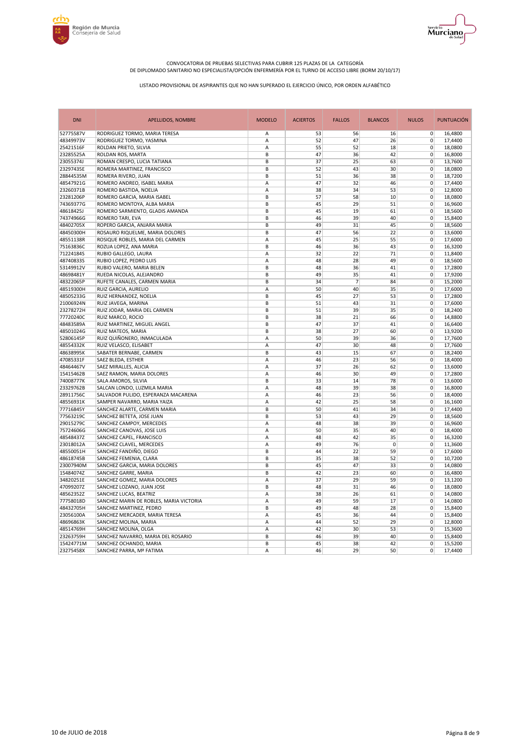CONVOCATORIA DE PRUEBAS SELECTIVAS PARA CUBRIR 125 PLAZAS DE LA CATEGORÍA DE DIPLOMADO SANITARIO NO ESPECIALISTA/OPCIÓN ENFERMERÍA POR EL TURNO DE ACCESO LIBRE (BORM 20/10/17)

LISTADO PROVISIONAL DE ASPIRANTES QUE NO HAN SUPERADO EL EJERCICIO ÚNICO, POR ORDEN ALFABÉTICO

| DNI | APELLIDOS, NOMBRE | MODELO | ACIERTOS | FALLOS | BLANCOS | NULOS | PUNTUACIÓN |
|---|---|---|---|---|---|---|---|
| 52775587V | RODRIGUEZ TORMO, MARIA TERESA | A | 53 | 56 | 16 | 0 | 16,4800 |
| 48349973V | RODRIGUEZ TORMO, YASMINA | A | 52 | 47 | 26 | 0 | 17,4400 |
| 25421516F | ROLDAN PRIETO, SILVIA | A | 55 | 52 | 18 | 0 | 18,0800 |
| 23285525A | ROLDAN ROS, MARTA | B | 47 | 36 | 42 | 0 | 16,8000 |
| 23055374J | ROMAN CRESPO, LUCIA TATIANA | B | 37 | 25 | 63 | 0 | 13,7600 |
| 23297435E | ROMERA MARTINEZ, FRANCISCO | B | 52 | 43 | 30 | 0 | 18,0800 |
| 28844535M | ROMERA RIVERO, JUAN | B | 51 | 36 | 38 | 0 | 18,7200 |
| 48547921G | ROMERO ANDREO, ISABEL MARIA | A | 47 | 32 | 46 | 0 | 17,4400 |
| 23260371B | ROMERO BASTIDA, NOELIA | A | 38 | 34 | 53 | 0 | 12,8000 |
| 23281206P | ROMERO GARCIA, MARIA ISABEL | B | 57 | 58 | 10 | 0 | 18,0800 |
| 74369377G | ROMERO MONTOYA, ALBA MARIA | B | 45 | 29 | 51 | 0 | 16,9600 |
| 48618425J | ROMERO SARMIENTO, GLADIS AMANDA | B | 45 | 19 | 61 | 0 | 18,5600 |
| 74374966G | ROMERO TARI, EVA | B | 46 | 39 | 40 | 0 | 15,8400 |
| 48402705X | ROPERO GARCIA, ANJARA MARIA | B | 49 | 31 | 45 | 0 | 18,5600 |
| 48450300H | ROSAURO RIQUELME, MARIA DOLORES | B | 47 | 56 | 22 | 0 | 13,6000 |
| 48551138R | ROSIQUE ROBLES, MARIA DEL CARMEN | A | 45 | 25 | 55 | 0 | 17,6000 |
| 75163836C | ROZUA LOPEZ, ANA MARIA | B | 46 | 36 | 43 | 0 | 16,3200 |
| 71224184S | RUBIO GALLEGO, LAURA | A | 32 | 22 | 71 | 0 | 11,8400 |
| 48740833S | RUBIO LOPEZ, PEDRO LUIS | A | 48 | 28 | 49 | 0 | 18,5600 |
| 53149912V | RUBIO VALERO, MARIA BELEN | B | 48 | 36 | 41 | 0 | 17,2800 |
| 48698481Y | RUEDA NICOLAS, ALEJANDRO | B | 49 | 35 | 41 | 0 | 17,9200 |
| 48322065P | RUFETE CANALES, CARMEN MARIA | B | 34 | 7 | 84 | 0 | 15,2000 |
| 48519300H | RUIZ GARCIA, AURELIO | A | 50 | 40 | 35 | 0 | 17,6000 |
| 48505233G | RUIZ HERNANDEZ, NOELIA | B | 45 | 27 | 53 | 0 | 17,2800 |
| 21006924N | RUIZ JAVEGA, MARINA | B | 51 | 43 | 31 | 0 | 17,6000 |
| 23278272H | RUIZ JODAR, MARIA DEL CARMEN | B | 51 | 39 | 35 | 0 | 18,2400 |
| 77720240C | RUIZ MARCO, ROCIO | B | 38 | 21 | 66 | 0 | 14,8800 |
| 48483589A | RUIZ MARTINEZ, MIGUEL ANGEL | B | 47 | 37 | 41 | 0 | 16,6400 |
| 48501024G | RUIZ MATEOS, MARIA | B | 38 | 27 | 60 | 0 | 13,9200 |
| 52806145P | RUIZ QUIÑONERO, INMACULADA | A | 50 | 39 | 36 | 0 | 17,7600 |
| 48554332K | RUIZ VELASCO, ELISABET | A | 47 | 30 | 48 | 0 | 17,7600 |
| 48638995K | SABATER BERNABE, CARMEN | B | 43 | 15 | 67 | 0 | 18,2400 |
| 47085331F | SAEZ BLEDA, ESTHER | A | 46 | 23 | 56 | 0 | 18,4000 |
| 48464467V | SAEZ MIRALLES, ALICIA | A | 37 | 26 | 62 | 0 | 13,6000 |
| 15415462B | SAEZ RAMON, MARIA DOLORES | A | 46 | 30 | 49 | 0 | 17,2800 |
| 74008777K | SALA AMOROS, SILVIA | B | 33 | 14 | 78 | 0 | 13,6000 |
| 23329762B | SALCAN LONDO, LUZMILA MARIA | A | 48 | 39 | 38 | 0 | 16,8000 |
| 28911756C | SALVADOR PULIDO, ESPERANZA MACARENA | A | 46 | 23 | 56 | 0 | 18,4000 |
| 48556931K | SAMPER NAVARRO, MARIA YAIZA | A | 42 | 25 | 58 | 0 | 16,1600 |
| 77716845Y | SANCHEZ ALARTE, CARMEN MARIA | B | 50 | 41 | 34 | 0 | 17,4400 |
| 77563219C | SANCHEZ BETETA, JOSE JUAN | B | 53 | 43 | 29 | 0 | 18,5600 |
| 29015279C | SANCHEZ CAMPOY, MERCEDES | A | 48 | 38 | 39 | 0 | 16,9600 |
| 75724606G | SANCHEZ CANOVAS, JOSE LUIS | A | 50 | 35 | 40 | 0 | 18,4000 |
| 48548437Z | SANCHEZ CAPEL, FRANCISCO | A | 48 | 42 | 35 | 0 | 16,3200 |
| 23018012A | SANCHEZ CLAVEL, MERCEDES | A | 49 | 76 | 0 | 0 | 11,3600 |
| 48550051H | SANCHEZ FANDIÑO, DIEGO | B | 44 | 22 | 59 | 0 | 17,6000 |
| 48618745B | SANCHEZ FEMENIA, CLARA | B | 35 | 38 | 52 | 0 | 10,7200 |
| 23007940M | SANCHEZ GARCIA, MARIA DOLORES | B | 45 | 47 | 33 | 0 | 14,0800 |
| 15484074Z | SANCHEZ GARRE, MARIA | B | 42 | 23 | 60 | 0 | 16,4800 |
| 34820251E | SANCHEZ GOMEZ, MARIA DOLORES | A | 37 | 29 | 59 | 0 | 13,1200 |
| 47099207Z | SANCHEZ LOZANO, JUAN JOSE | B | 48 | 31 | 46 | 0 | 18,0800 |
| 48562352Z | SANCHEZ LUCAS, BEATRIZ | A | 38 | 26 | 61 | 0 | 14,0800 |
| 77758018D | SANCHEZ MARIN DE ROBLES, MARIA VICTORIA | A | 49 | 59 | 17 | 0 | 14,0800 |
| 48432705H | SANCHEZ MARTINEZ, PEDRO | B | 49 | 48 | 28 | 0 | 15,8400 |
| 23056100A | SANCHEZ MERCADER, MARIA TERESA | A | 45 | 36 | 44 | 0 | 15,8400 |
| 48696863K | SANCHEZ MOLINA, MARIA | A | 44 | 52 | 29 | 0 | 12,8000 |
| 48514769H | SANCHEZ MOLINA, OLGA | A | 42 | 30 | 53 | 0 | 15,3600 |
| 23263759H | SANCHEZ NAVARRO, MARIA DEL ROSARIO | B | 46 | 39 | 40 | 0 | 15,8400 |
| 15424771M | SANCHEZ OCHANDO, MARIA | B | 45 | 38 | 42 | 0 | 15,5200 |
| 23275458X | SANCHEZ PARRA, Mª FATIMA | A | 46 | 29 | 50 | 0 | 17,4400 |

10 de JULIO de 2018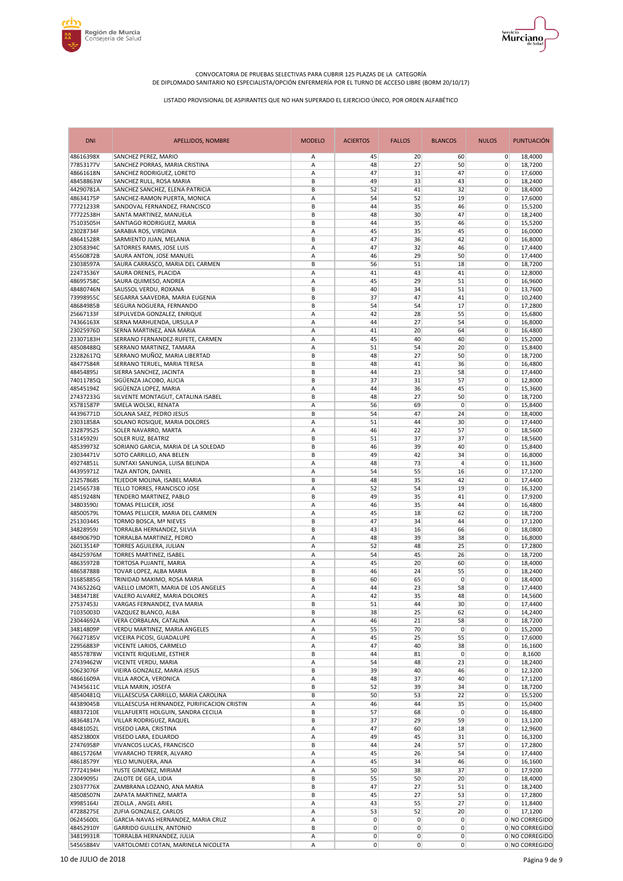CONVOCATORIA DE PRUEBAS SELECTIVAS PARA CUBRIR 125 PLAZAS DE LA CATEGORÍA
DE DIPLOMADO SANITARIO NO ESPECIALISTA/OPCIÓN ENFERMERÍA POR EL TURNO DE ACCESO LIBRE (BORM 20/10/17)

LISTADO PROVISIONAL DE ASPIRANTES QUE NO HAN SUPERADO EL EJERCICIO ÚNICO, POR ORDEN ALFABÉTICO

| DNI | APELLIDOS, NOMBRE | MODELO | ACIERTOS | FALLOS | BLANCOS | NULOS | PUNTUACIÓN |
|---|---|---|---|---|---|---|---|
| 48616398X | SANCHEZ PEREZ, MARIO | A | 45 | 20 | 60 | 0 | 18,4000 |
| 77853177V | SANCHEZ PORRAS, MARIA CRISTINA | A | 48 | 27 | 50 | 0 | 18,7200 |
| 48661618N | SANCHEZ RODRIGUEZ, LORETO | A | 47 | 31 | 47 | 0 | 17,6000 |
| 48458863W | SANCHEZ RULL, ROSA MARIA | B | 49 | 33 | 43 | 0 | 18,2400 |
| 44290781A | SANCHEZ SANCHEZ, ELENA PATRICIA | B | 52 | 41 | 32 | 0 | 18,4000 |
| 48634175P | SANCHEZ-RAMON PUERTA, MONICA | A | 54 | 52 | 19 | 0 | 17,6000 |
| 77721233R | SANDOVAL FERNANDEZ, FRANCISCO | B | 44 | 35 | 46 | 0 | 15,5200 |
| 77722538H | SANTA MARTINEZ, MANUELA | B | 48 | 30 | 47 | 0 | 18,2400 |
| 75103505H | SANTIAGO RODRIGUEZ, MARIA | B | 44 | 35 | 46 | 0 | 15,5200 |
| 23028734F | SARABIA ROS, VIRGINIA | A | 45 | 35 | 45 | 0 | 16,0000 |
| 48641528R | SARMIENTO JUAN, MELANIA | B | 47 | 36 | 42 | 0 | 16,8000 |
| 23058394C | SATORRES RAMIS, JOSE LUIS | A | 47 | 32 | 46 | 0 | 17,4400 |
| 45560872B | SAURA ANTON, JOSE MANUEL | A | 46 | 29 | 50 | 0 | 17,4400 |
| 23038597A | SAURA CARRASCO, MARIA DEL CARMEN | B | 56 | 51 | 18 | 0 | 18,7200 |
| 22473536Y | SAURA ORENES, PLACIDA | A | 41 | 43 | 41 | 0 | 12,8000 |
| 48695758C | SAURA QUIMESO, ANDREA | A | 45 | 29 | 51 | 0 | 16,9600 |
| 48480746N | SAUSSOL VERDU, ROXANA | B | 40 | 34 | 51 | 0 | 13,7600 |
| 73998955C | SEGARRA SAAVEDRA, MARIA EUGENIA | B | 37 | 47 | 41 | 0 | 10,2400 |
| 48684985B | SEGURA NOGUERA, FERNANDO | B | 54 | 54 | 17 | 0 | 17,2800 |
| 25667133F | SEPULVEDA GONZALEZ, ENRIQUE | A | 42 | 28 | 55 | 0 | 15,6800 |
| 74366163X | SERNA MARHUENDA, URSULA P | A | 44 | 27 | 54 | 0 | 16,8000 |
| 23025976D | SERNA MARTINEZ, ANA MARIA | A | 41 | 20 | 64 | 0 | 16,4800 |
| 23307183H | SERRANO FERNANDEZ-RUFETE, CARMEN | A | 45 | 40 | 40 | 0 | 15,2000 |
| 48508488Q | SERRANO MARTINEZ, TAMARA | A | 51 | 54 | 20 | 0 | 15,8400 |
| 23282617Q | SERRANO MUÑOZ, MARIA LIBERTAD | B | 48 | 27 | 50 | 0 | 18,7200 |
| 48477584R | SERRANO TERUEL, MARIA TERESA | B | 48 | 41 | 36 | 0 | 16,4800 |
| 48454895J | SIERRA SANCHEZ, JACINTA | B | 44 | 23 | 58 | 0 | 17,4400 |
| 74011785Q | SIGÜENZA JACOBO, ALICIA | B | 37 | 31 | 57 | 0 | 12,8000 |
| 48545194Z | SIGÜENZA LOPEZ, MARIA | A | 44 | 36 | 45 | 0 | 15,3600 |
| 27437233G | SILVENTE MONTAGUT, CATALINA ISABEL | B | 48 | 27 | 50 | 0 | 18,7200 |
| X5781587P | SMELA WOLSKI, RENATA | A | 56 | 69 | 0 | 0 | 15,8400 |
| 44396771D | SOLANA SAEZ, PEDRO JESUS | B | 54 | 47 | 24 | 0 | 18,4000 |
| 23031858A | SOLANO ROSIQUE, MARIA DOLORES | A | 51 | 44 | 30 | 0 | 17,4400 |
| 23287952S | SOLER NAVARRO, MARTA | A | 46 | 22 | 57 | 0 | 18,5600 |
| 53145929J | SOLER RUIZ, BEATRIZ | B | 51 | 37 | 37 | 0 | 18,5600 |
| 48539973Z | SORIANO GARCIA, MARIA DE LA SOLEDAD | B | 46 | 39 | 40 | 0 | 15,8400 |
| 23034471V | SOTO CARRILLO, ANA BELEN | B | 49 | 42 | 34 | 0 | 16,8000 |
| 49274851L | SUNTAXI SANUNGA, LUISA BELINDA | A | 48 | 73 | 4 | 0 | 11,3600 |
| 44395971Z | TAZA ANTON, DANIEL | A | 54 | 55 | 16 | 0 | 17,1200 |
| 23257868S | TEJEDOR MOLINA, ISABEL MARIA | B | 48 | 35 | 42 | 0 | 17,4400 |
| 21456573B | TELLO TORRES, FRANCISCO JOSE | A | 52 | 54 | 19 | 0 | 16,3200 |
| 48519248N | TENDERO MARTINEZ, PABLO | B | 49 | 35 | 41 | 0 | 17,9200 |
| 34803590J | TOMAS PELLICER, JOSE | A | 46 | 35 | 44 | 0 | 16,4800 |
| 48500579L | TOMAS PELLICER, MARIA DEL CARMEN | A | 45 | 18 | 62 | 0 | 18,7200 |
| 25130344S | TORMO BOSCA, Mª NIEVES | B | 47 | 34 | 44 | 0 | 17,1200 |
| 34828959J | TORRALBA HERNANDEZ, SILVIA | B | 43 | 16 | 66 | 0 | 18,0800 |
| 48490679D | TORRALBA MARTINEZ, PEDRO | A | 48 | 39 | 38 | 0 | 16,8000 |
| 26013514P | TORRES AGUILERA, JULIAN | A | 52 | 48 | 25 | 0 | 17,2800 |
| 48425976M | TORRES MARTINEZ, ISABEL | A | 54 | 45 | 26 | 0 | 18,7200 |
| 48635972B | TORTOSA PUJANTE, MARIA | A | 45 | 20 | 60 | 0 | 18,4000 |
| 48658788B | TOVAR LOPEZ, ALBA MARIA | B | 46 | 24 | 55 | 0 | 18,2400 |
| 31685885G | TRINIDAD MAXIMO, ROSA MARIA | B | 60 | 65 | 0 | 0 | 18,4000 |
| 74365226Q | VAELLO LIMORTI, MARIA DE LOS ANGELES | A | 44 | 23 | 58 | 0 | 17,4400 |
| 34834718E | VALERO ALVAREZ, MARIA DOLORES | A | 42 | 35 | 48 | 0 | 14,5600 |
| 27537453J | VARGAS FERNANDEZ, EVA MARIA | B | 51 | 44 | 30 | 0 | 17,4400 |
| 71035003D | VAZQUEZ BLANCO, ALBA | B | 38 | 25 | 62 | 0 | 14,2400 |
| 23044692A | VERA CORBALAN, CATALINA | A | 46 | 21 | 58 | 0 | 18,7200 |
| 34814809P | VERDU MARTINEZ, MARIA ANGELES | A | 55 | 70 | 0 | 0 | 15,2000 |
| 76627185V | VICEIRA PICOSI, GUADALUPE | A | 45 | 25 | 55 | 0 | 17,6000 |
| 22956883P | VICENTE LARIOS, CARMELO | A | 47 | 40 | 38 | 0 | 16,1600 |
| 48557878W | VICENTE RIQUELME, ESTHER | B | 44 | 81 | 0 | 0 | 8,1600 |
| 27439462W | VICENTE VERDU, MARIA | A | 54 | 48 | 23 | 0 | 18,2400 |
| 50623076F | VIEIRA GONZALEZ, MARIA JESUS | B | 39 | 40 | 46 | 0 | 12,3200 |
| 48661609A | VILLA AROCA, VERONICA | A | 48 | 37 | 40 | 0 | 17,1200 |
| 74345611C | VILLA MARIN, JOSEFA | B | 52 | 39 | 34 | 0 | 18,7200 |
| 48540481Q | VILLAESCUSA CARRILLO, MARIA CAROLINA | B | 50 | 53 | 22 | 0 | 15,5200 |
| 44389045B | VILLAESCUSA HERNANDEZ, PURIFICACION CRISTIN | A | 46 | 44 | 35 | 0 | 15,0400 |
| 48837210E | VILLAFUERTE HOLGUIN, SANDRA CECILIA | B | 57 | 68 | 0 | 0 | 16,4800 |
| 48364817A | VILLAR RODRIGUEZ, RAQUEL | B | 37 | 29 | 59 | 0 | 13,1200 |
| 48481052L | VISEDO LARA, CRISTINA | A | 47 | 60 | 18 | 0 | 12,9600 |
| 48523800X | VISEDO LARA, EDUARDO | A | 49 | 45 | 31 | 0 | 16,3200 |
| 27476958P | VIVANCOS LUCAS, FRANCISCO | B | 44 | 24 | 57 | 0 | 17,2800 |
| 48615726M | VIVARACHO TERRER, ALVARO | A | 45 | 26 | 54 | 0 | 17,4400 |
| 48618579Y | YELO MUNUERA, ANA | A | 45 | 34 | 46 | 0 | 16,1600 |
| 77724194H | YUSTE GIMENEZ, MIRIAM | A | 50 | 38 | 37 | 0 | 17,9200 |
| 23049095J | ZALOTE DE GEA, LIDIA | B | 55 | 50 | 20 | 0 | 18,4000 |
| 23037776X | ZAMBRANA LOZANO, ANA MARIA | B | 47 | 27 | 51 | 0 | 18,2400 |
| 48508507N | ZAPATA MARTINEZ, MARTA | B | 45 | 27 | 53 | 0 | 17,2800 |
| X9985164J | ZEOLLA , ANGEL ARIEL | A | 43 | 55 | 27 | 0 | 11,8400 |
| 47288275E | ZUFIA GONZALEZ, CARLOS | A | 53 | 52 | 20 | 0 | 17,1200 |
| 06245600L | GARCIA-NAVAS HERNANDEZ, MARIA CRUZ | A | 0 | 0 | 0 | 0 | NO CORREGIDO |
| 48452910Y | GARRIDO GUILLEN, ANTONIO | B | 0 | 0 | 0 | 0 | NO CORREGIDO |
| 34819931R | TORRALBA HERNANDEZ, JULIA | A | 0 | 0 | 0 | 0 | NO CORREGIDO |
| 54565884V | VARTOLOMEI COTAN, MARINELA NICOLETA | A | 0 | 0 | 0 | 0 | NO CORREGIDO |

10 de JULIO de 2018